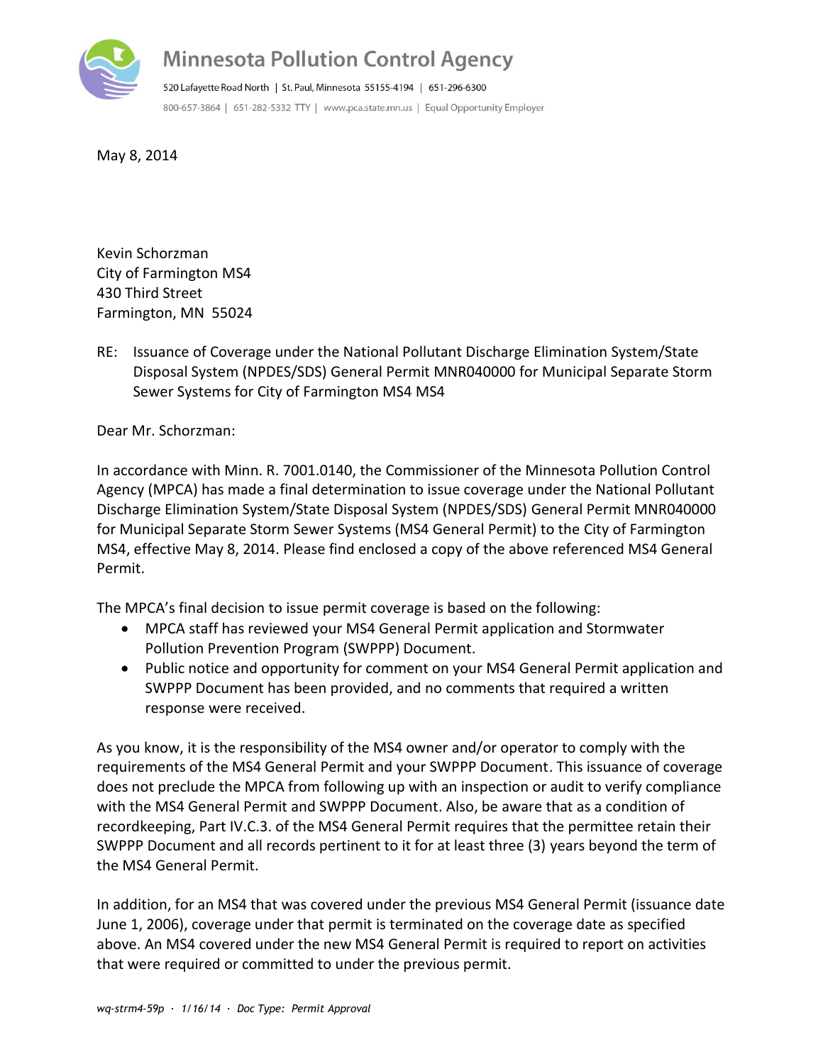# Minnesota Pollution Control Agency

520 Lafayette Road North | St. Paul, Minnesota 55155-4194 | 651-296-6300

800-657-3864 | 651-282-5332 TTY | www.pca.state.mn.us | Equal Opportunity Employer

May 8, 2014

Kevin Schorzman
City of Farmington MS4
430 Third Street
Farmington, MN 55024

RE: Issuance of Coverage under the National Pollutant Discharge Elimination System/State Disposal System (NPDES/SDS) General Permit MNR040000 for Municipal Separate Storm Sewer Systems for City of Farmington MS4 MS4

Dear Mr. Schorzman:

In accordance with Minn. R. 7001.0140, the Commissioner of the Minnesota Pollution Control Agency (MPCA) has made a final determination to issue coverage under the National Pollutant Discharge Elimination System/State Disposal System (NPDES/SDS) General Permit MNR040000 for Municipal Separate Storm Sewer Systems (MS4 General Permit) to the City of Farmington MS4, effective May 8, 2014. Please find enclosed a copy of the above referenced MS4 General Permit.

The MPCA's final decision to issue permit coverage is based on the following:

- MPCA staff has reviewed your MS4 General Permit application and Stormwater Pollution Prevention Program (SWPPP) Document.
- Public notice and opportunity for comment on your MS4 General Permit application and SWPPP Document has been provided, and no comments that required a written response were received.

As you know, it is the responsibility of the MS4 owner and/or operator to comply with the requirements of the MS4 General Permit and your SWPPP Document. This issuance of coverage does not preclude the MPCA from following up with an inspection or audit to verify compliance with the MS4 General Permit and SWPPP Document. Also, be aware that as a condition of recordkeeping, Part IV.C.3. of the MS4 General Permit requires that the permittee retain their SWPPP Document and all records pertinent to it for at least three (3) years beyond the term of the MS4 General Permit.

In addition, for an MS4 that was covered under the previous MS4 General Permit (issuance date June 1, 2006), coverage under that permit is terminated on the coverage date as specified above. An MS4 covered under the new MS4 General Permit is required to report on activities that were required or committed to under the previous permit.

*wq-strm4-59p · 1/16/14 · Doc Type: Permit Approval*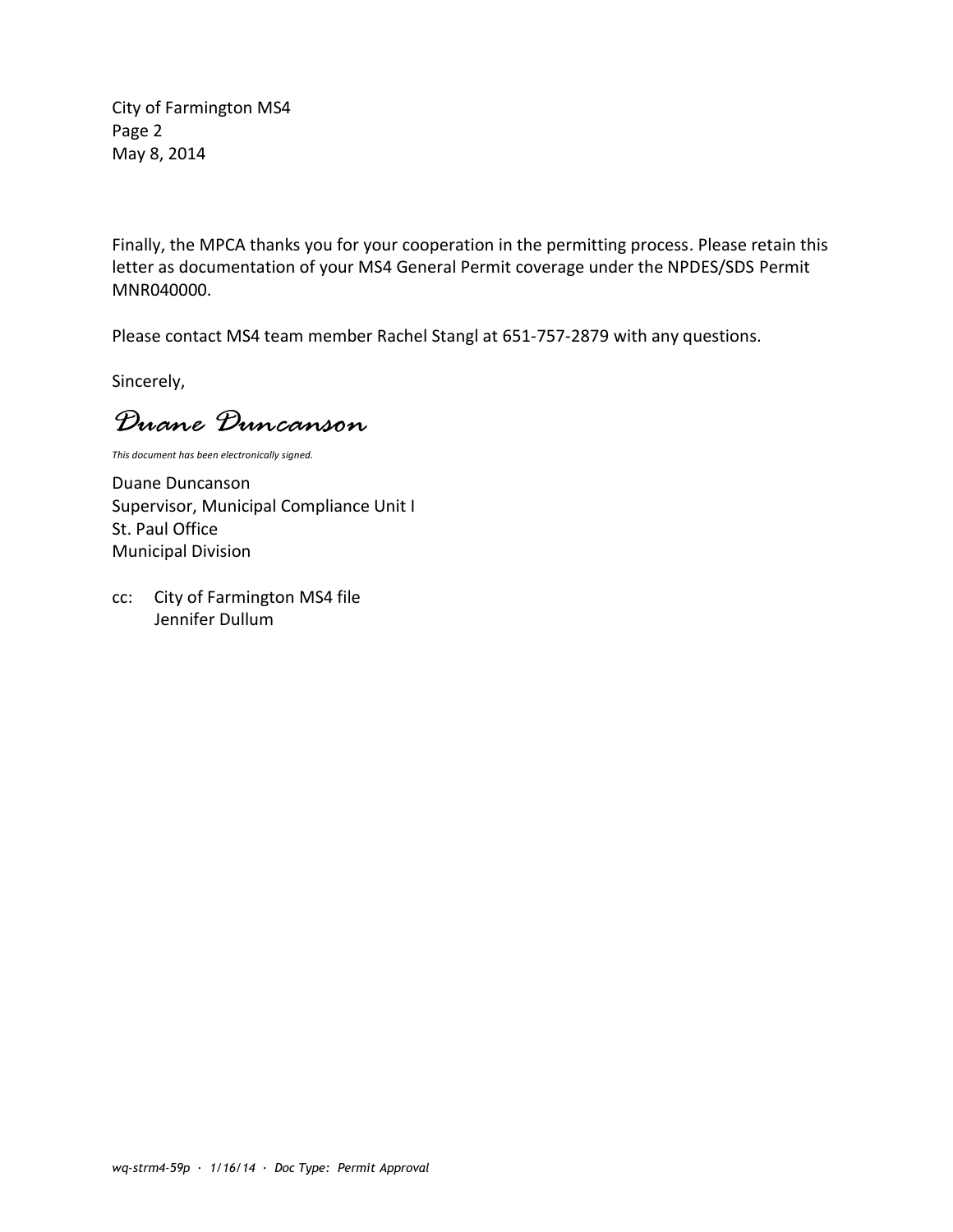Finally, the MPCA thanks you for your cooperation in the permitting process. Please retain this letter as documentation of your MS4 General Permit coverage under the NPDES/SDS Permit MNR040000.

Please contact MS4 team member Rachel Stangl at 651-757-2879 with any questions.

Sincerely,

*Duane Duncanson*

*This document has been electronically signed.*

Duane Duncanson
Supervisor, Municipal Compliance Unit I
St. Paul Office
Municipal Division

cc: City of Farmington MS4 file
Jennifer Dullum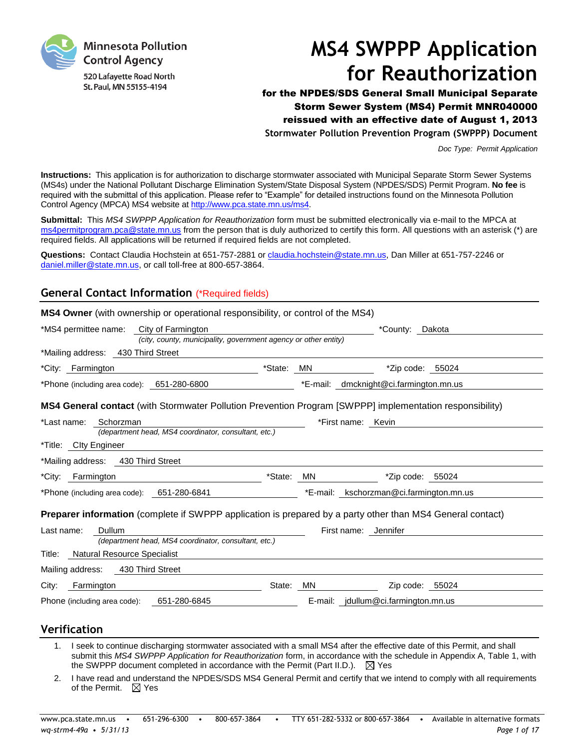Minnesota Pollution Control Agency

520 Lafayette Road North
St. Paul, MN 55155-4194

# MS4 SWPPP Application for Reauthorization

**for the NPDES/SDS General Small Municipal Separate Storm Sewer System (MS4) Permit MNR040000 reissued with an effective date of August 1, 2013**

**Stormwater Pollution Prevention Program (SWPPP) Document**

*Doc Type: Permit Application*

**Instructions:** This application is for authorization to discharge stormwater associated with Municipal Separate Storm Sewer Systems (MS4s) under the National Pollutant Discharge Elimination System/State Disposal System (NPDES/SDS) Permit Program. **No fee** is required with the submittal of this application. Please refer to "Example" for detailed instructions found on the Minnesota Pollution Control Agency (MPCA) MS4 website at http://www.pca.state.mn.us/ms4.

**Submittal:** This *MS4 SWPPP Application for Reauthorization* form must be submitted electronically via e-mail to the MPCA at ms4permitprogram.pca@state.mn.us from the person that is duly authorized to certify this form. All questions with an asterisk (*) are required fields. All applications will be returned if required fields are not completed.

**Questions:** Contact Claudia Hochstein at 651-757-2881 or claudia.hochstein@state.mn.us, Dan Miller at 651-757-2246 or daniel.miller@state.mn.us, or call toll-free at 800-657-3864.

## General Contact Information (*Required fields)

**MS4 Owner** (with ownership or operational responsibility, or control of the MS4)

*MS4 permittee name: City of Farmington *(city, county, municipality, government agency or other entity)* *County: Dakota

*Mailing address: 430 Third Street

*City: Farmington *State: MN *Zip code: 55024

*Phone (including area code): 651-280-6800 *E-mail: dmcknight@ci.farmington.mn.us

**MS4 General contact** (with Stormwater Pollution Prevention Program [SWPPP] implementation responsibility)

*Last name: Schorzman *(department head, MS4 coordinator, consultant, etc.)* *First name: Kevin

*Title: CIty Engineer

*Mailing address: 430 Third Street

*City: Farmington *State: MN *Zip code: 55024

*Phone (including area code): 651-280-6841 *E-mail: kschorzman@ci.farmington.mn.us

**Preparer information** (complete if SWPPP application is prepared by a party other than MS4 General contact)

Last name: Dullum *(department head, MS4 coordinator, consultant, etc.)* First name: Jennifer

Title: Natural Resource Specialist

Mailing address: 430 Third Street

City: Farmington State: MN Zip code: 55024

Phone (including area code): 651-280-6845 E-mail: jdullum@ci.farmington.mn.us

## Verification

1. I seek to continue discharging stormwater associated with a small MS4 after the effective date of this Permit, and shall submit this *MS4 SWPPP Application for Reauthorization* form, in accordance with the schedule in Appendix A, Table 1, with the SWPPP document completed in accordance with the Permit (Part II.D.). ☒ Yes
2. I have read and understand the NPDES/SDS MS4 General Permit and certify that we intend to comply with all requirements of the Permit. ☒ Yes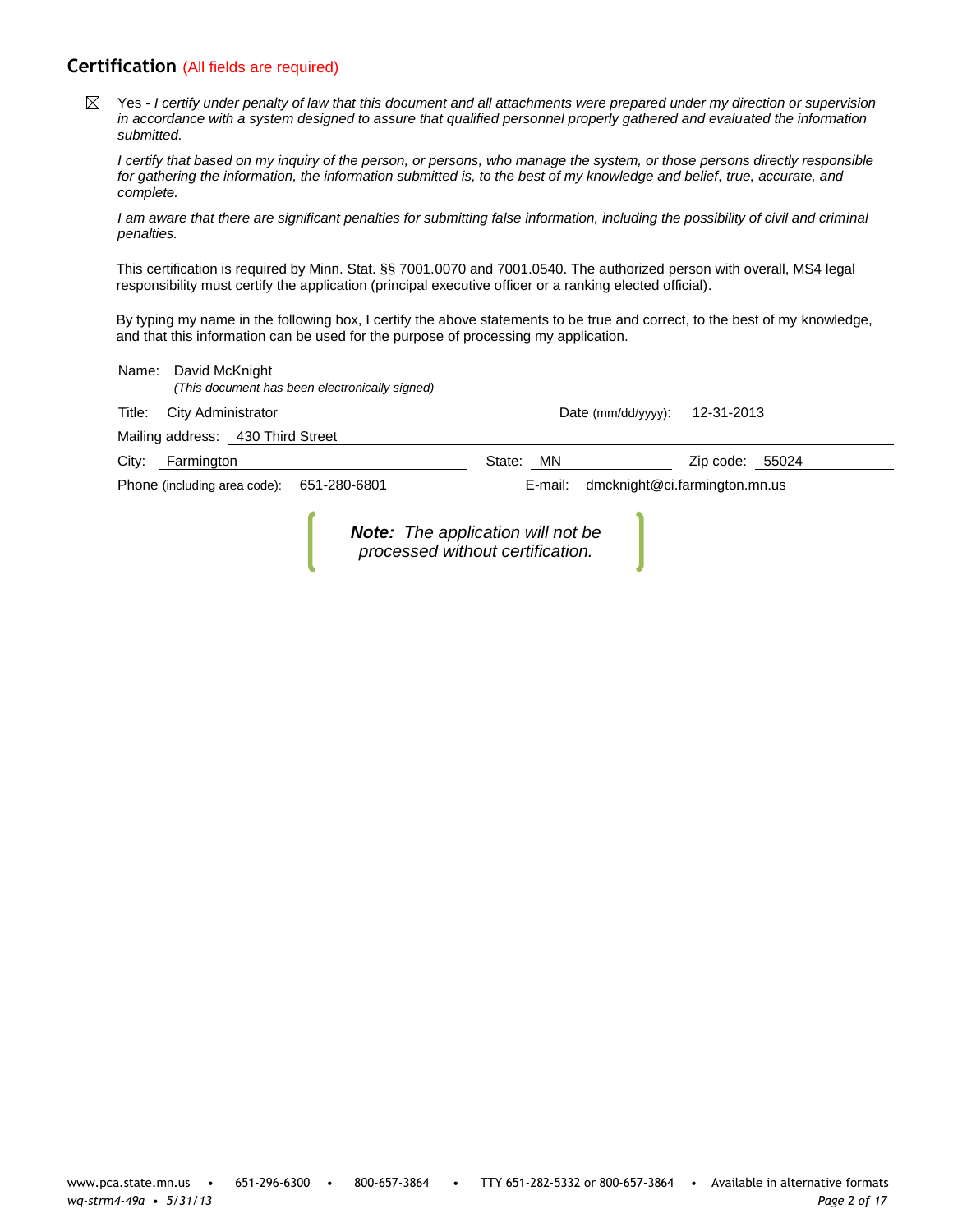## Certification (All fields are required)

☒ Yes - *I certify under penalty of law that this document and all attachments were prepared under my direction or supervision in accordance with a system designed to assure that qualified personnel properly gathered and evaluated the information submitted.*

*I certify that based on my inquiry of the person, or persons, who manage the system, or those persons directly responsible for gathering the information, the information submitted is, to the best of my knowledge and belief, true, accurate, and complete.*

*I am aware that there are significant penalties for submitting false information, including the possibility of civil and criminal penalties.*

This certification is required by Minn. Stat. §§ 7001.0070 and 7001.0540. The authorized person with overall, MS4 legal responsibility must certify the application (principal executive officer or a ranking elected official).

By typing my name in the following box, I certify the above statements to be true and correct, to the best of my knowledge, and that this information can be used for the purpose of processing my application.

Name: David McKnight
*(This document has been electronically signed)*

Title: City Administrator

Date (mm/dd/yyyy): 12-31-2013

Mailing address: 430 Third Street

City: Farmington

State: MN

Zip code: 55024

Phone (including area code): 651-280-6801

E-mail: dmcknight@ci.farmington.mn.us

***Note:*** *The application will not be processed without certification.*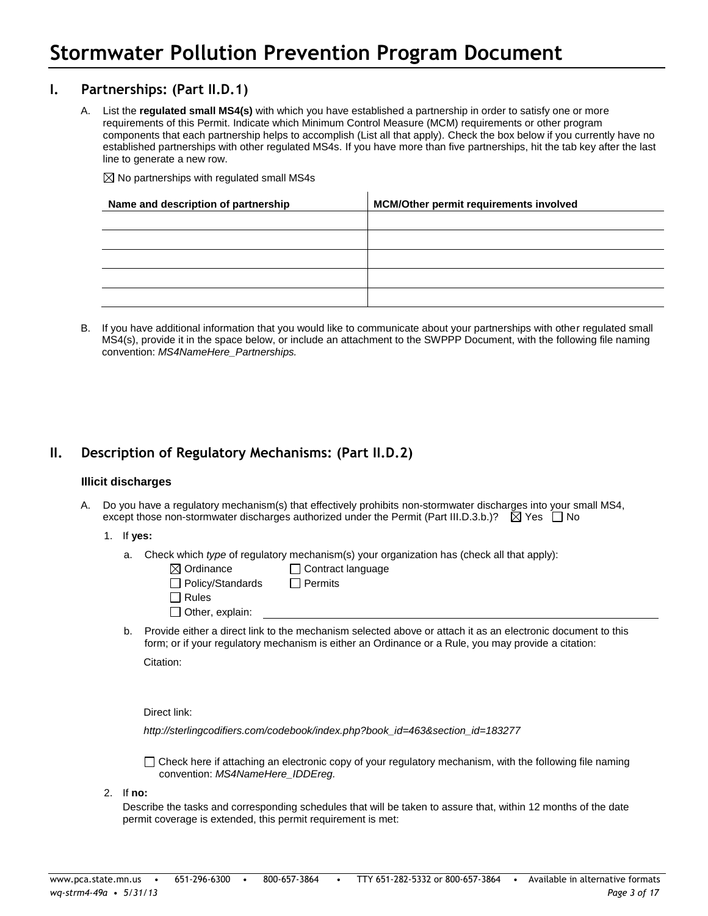# Stormwater Pollution Prevention Program Document

## I. Partnerships: (Part II.D.1)

A. List the **regulated small MS4(s)** with which you have established a partnership in order to satisfy one or more requirements of this Permit. Indicate which Minimum Control Measure (MCM) requirements or other program components that each partnership helps to accomplish (List all that apply). Check the box below if you currently have no established partnerships with other regulated MS4s. If you have more than five partnerships, hit the tab key after the last line to generate a new row.

☒ No partnerships with regulated small MS4s

| Name and description of partnership | MCM/Other permit requirements involved |
|---|---|
| | |
| | |
| | |
| | |
| | |

B. If you have additional information that you would like to communicate about your partnerships with other regulated small MS4(s), provide it in the space below, or include an attachment to the SWPPP Document, with the following file naming convention: *MS4NameHere_Partnerships.*

## II. Description of Regulatory Mechanisms: (Part II.D.2)

### Illicit discharges

A. Do you have a regulatory mechanism(s) that effectively prohibits non-stormwater discharges into your small MS4, except those non-stormwater discharges authorized under the Permit (Part III.D.3.b.)? ☒ Yes ☐ No

1. If **yes:**

   a. Check which *type* of regulatory mechanism(s) your organization has (check all that apply):

   ☒ Ordinance
   ☐ Contract language
   ☐ Policy/Standards
   ☐ Permits
   ☐ Rules
   ☐ Other, explain:

   b. Provide either a direct link to the mechanism selected above or attach it as an electronic document to this form; or if your regulatory mechanism is either an Ordinance or a Rule, you may provide a citation:

   Citation:

   Direct link:

   *http://sterlingcodifiers.com/codebook/index.php?book_id=463&section_id=183277*

   ☐ Check here if attaching an electronic copy of your regulatory mechanism, with the following file naming convention: *MS4NameHere_IDDEreg.*

2. If **no:**

   Describe the tasks and corresponding schedules that will be taken to assure that, within 12 months of the date permit coverage is extended, this permit requirement is met: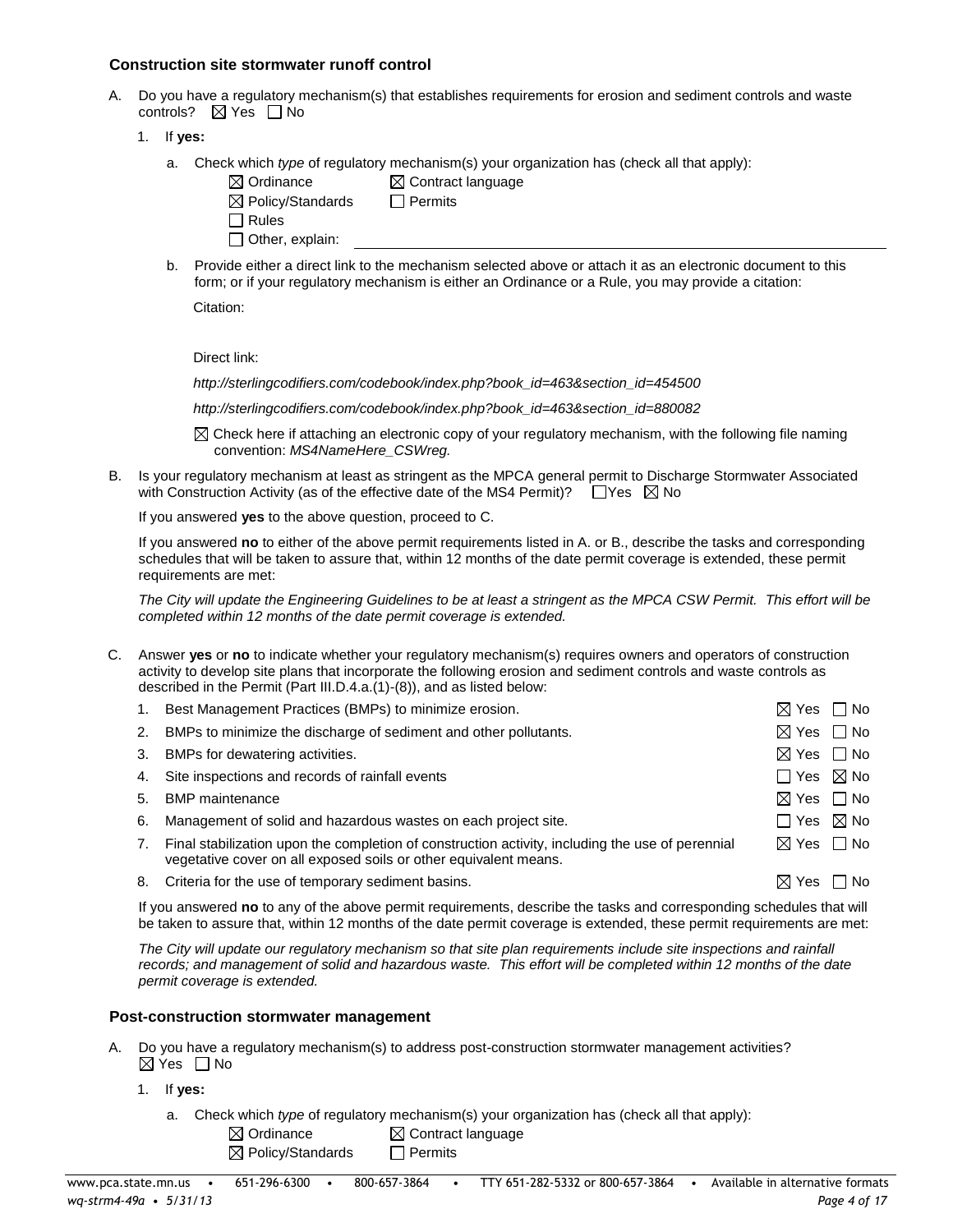### Construction site stormwater runoff control

A. Do you have a regulatory mechanism(s) that establishes requirements for erosion and sediment controls and waste controls? ☒ Yes ☐ No

1. If **yes:**

   a. Check which *type* of regulatory mechanism(s) your organization has (check all that apply):

   ☒ Ordinance ☒ Contract language
   ☒ Policy/Standards ☐ Permits
   ☐ Rules
   ☐ Other, explain:

   b. Provide either a direct link to the mechanism selected above or attach it as an electronic document to this form; or if your regulatory mechanism is either an Ordinance or a Rule, you may provide a citation:

   Citation:

   Direct link:

   *http://sterlingcodifiers.com/codebook/index.php?book_id=463&section_id=454500*

   *http://sterlingcodifiers.com/codebook/index.php?book_id=463&section_id=880082*

   ☒ Check here if attaching an electronic copy of your regulatory mechanism, with the following file naming convention: *MS4NameHere_CSWreg.*

B. Is your regulatory mechanism at least as stringent as the MPCA general permit to Discharge Stormwater Associated with Construction Activity (as of the effective date of the MS4 Permit)? ☐Yes ☒ No

If you answered **yes** to the above question, proceed to C.

If you answered **no** to either of the above permit requirements listed in A. or B., describe the tasks and corresponding schedules that will be taken to assure that, within 12 months of the date permit coverage is extended, these permit requirements are met:

*The City will update the Engineering Guidelines to be at least a stringent as the MPCA CSW Permit. This effort will be completed within 12 months of the date permit coverage is extended.*

C. Answer **yes** or **no** to indicate whether your regulatory mechanism(s) requires owners and operators of construction activity to develop site plans that incorporate the following erosion and sediment controls and waste controls as described in the Permit (Part III.D.4.a.(1)-(8)), and as listed below:

| | | |
|---|---|---|
| 1. | Best Management Practices (BMPs) to minimize erosion. | ☒ Yes ☐ No |
| 2. | BMPs to minimize the discharge of sediment and other pollutants. | ☒ Yes ☐ No |
| 3. | BMPs for dewatering activities. | ☒ Yes ☐ No |
| 4. | Site inspections and records of rainfall events | ☐ Yes ☒ No |
| 5. | BMP maintenance | ☒ Yes ☐ No |
| 6. | Management of solid and hazardous wastes on each project site. | ☐ Yes ☒ No |
| 7. | Final stabilization upon the completion of construction activity, including the use of perennial vegetative cover on all exposed soils or other equivalent means. | ☒ Yes ☐ No |
| 8. | Criteria for the use of temporary sediment basins. | ☒ Yes ☐ No |

If you answered **no** to any of the above permit requirements, describe the tasks and corresponding schedules that will be taken to assure that, within 12 months of the date permit coverage is extended, these permit requirements are met:

*The City will update our regulatory mechanism so that site plan requirements include site inspections and rainfall records; and management of solid and hazardous waste. This effort will be completed within 12 months of the date permit coverage is extended.*

### Post-construction stormwater management

A. Do you have a regulatory mechanism(s) to address post-construction stormwater management activities? ☒ Yes ☐ No

1. If **yes:**

   a. Check which *type* of regulatory mechanism(s) your organization has (check all that apply):

   ☒ Ordinance ☒ Contract language
   ☒ Policy/Standards ☐ Permits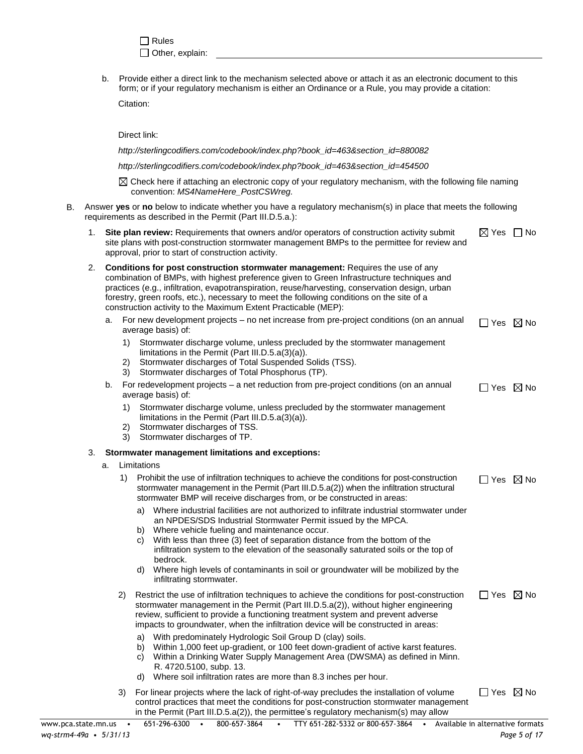☐ Rules

☐ Other, explain: ____________________

b. Provide either a direct link to the mechanism selected above or attach it as an electronic document to this form; or if your regulatory mechanism is either an Ordinance or a Rule, you may provide a citation:

Citation:

Direct link:

*http://sterlingcodifiers.com/codebook/index.php?book_id=463&section_id=880082*

*http://sterlingcodifiers.com/codebook/index.php?book_id=463&section_id=454500*

☒ Check here if attaching an electronic copy of your regulatory mechanism, with the following file naming convention: *MS4NameHere_PostCSWreg.*

B. Answer **yes** or **no** below to indicate whether you have a regulatory mechanism(s) in place that meets the following requirements as described in the Permit (Part III.D.5.a.):

1. **Site plan review:** Requirements that owners and/or operators of construction activity submit site plans with post-construction stormwater management BMPs to the permittee for review and approval, prior to start of construction activity. ☒ Yes ☐ No

2. **Conditions for post construction stormwater management:** Requires the use of any combination of BMPs, with highest preference given to Green Infrastructure techniques and practices (e.g., infiltration, evapotranspiration, reuse/harvesting, conservation design, urban forestry, green roofs, etc.), necessary to meet the following conditions on the site of a construction activity to the Maximum Extent Practicable (MEP):

   a. For new development projects – no net increase from pre-project conditions (on an annual average basis) of: ☐ Yes ☒ No
      1) Stormwater discharge volume, unless precluded by the stormwater management limitations in the Permit (Part III.D.5.a(3)(a)).
      2) Stormwater discharges of Total Suspended Solids (TSS).
      3) Stormwater discharges of Total Phosphorus (TP).

   b. For redevelopment projects – a net reduction from pre-project conditions (on an annual average basis) of: ☐ Yes ☒ No
      1) Stormwater discharge volume, unless precluded by the stormwater management limitations in the Permit (Part III.D.5.a(3)(a)).
      2) Stormwater discharges of TSS.
      3) Stormwater discharges of TP.

3. **Stormwater management limitations and exceptions:**

   a. Limitations

      1) Prohibit the use of infiltration techniques to achieve the conditions for post-construction stormwater management in the Permit (Part III.D.5.a(2)) when the infiltration structural stormwater BMP will receive discharges from, or be constructed in areas: ☐ Yes ☒ No
         a) Where industrial facilities are not authorized to infiltrate industrial stormwater under an NPDES/SDS Industrial Stormwater Permit issued by the MPCA.
         b) Where vehicle fueling and maintenance occur.
         c) With less than three (3) feet of separation distance from the bottom of the infiltration system to the elevation of the seasonally saturated soils or the top of bedrock.
         d) Where high levels of contaminants in soil or groundwater will be mobilized by the infiltrating stormwater.

      2) Restrict the use of infiltration techniques to achieve the conditions for post-construction stormwater management in the Permit (Part III.D.5.a(2)), without higher engineering review, sufficient to provide a functioning treatment system and prevent adverse impacts to groundwater, when the infiltration device will be constructed in areas: ☐ Yes ☒ No
         a) With predominately Hydrologic Soil Group D (clay) soils.
         b) Within 1,000 feet up-gradient, or 100 feet down-gradient of active karst features.
         c) Within a Drinking Water Supply Management Area (DWSMA) as defined in Minn. R. 4720.5100, subp. 13.
         d) Where soil infiltration rates are more than 8.3 inches per hour.

      3) For linear projects where the lack of right-of-way precludes the installation of volume control practices that meet the conditions for post-construction stormwater management in the Permit (Part III.D.5.a(2)), the permittee's regulatory mechanism(s) may allow ☐ Yes ☒ No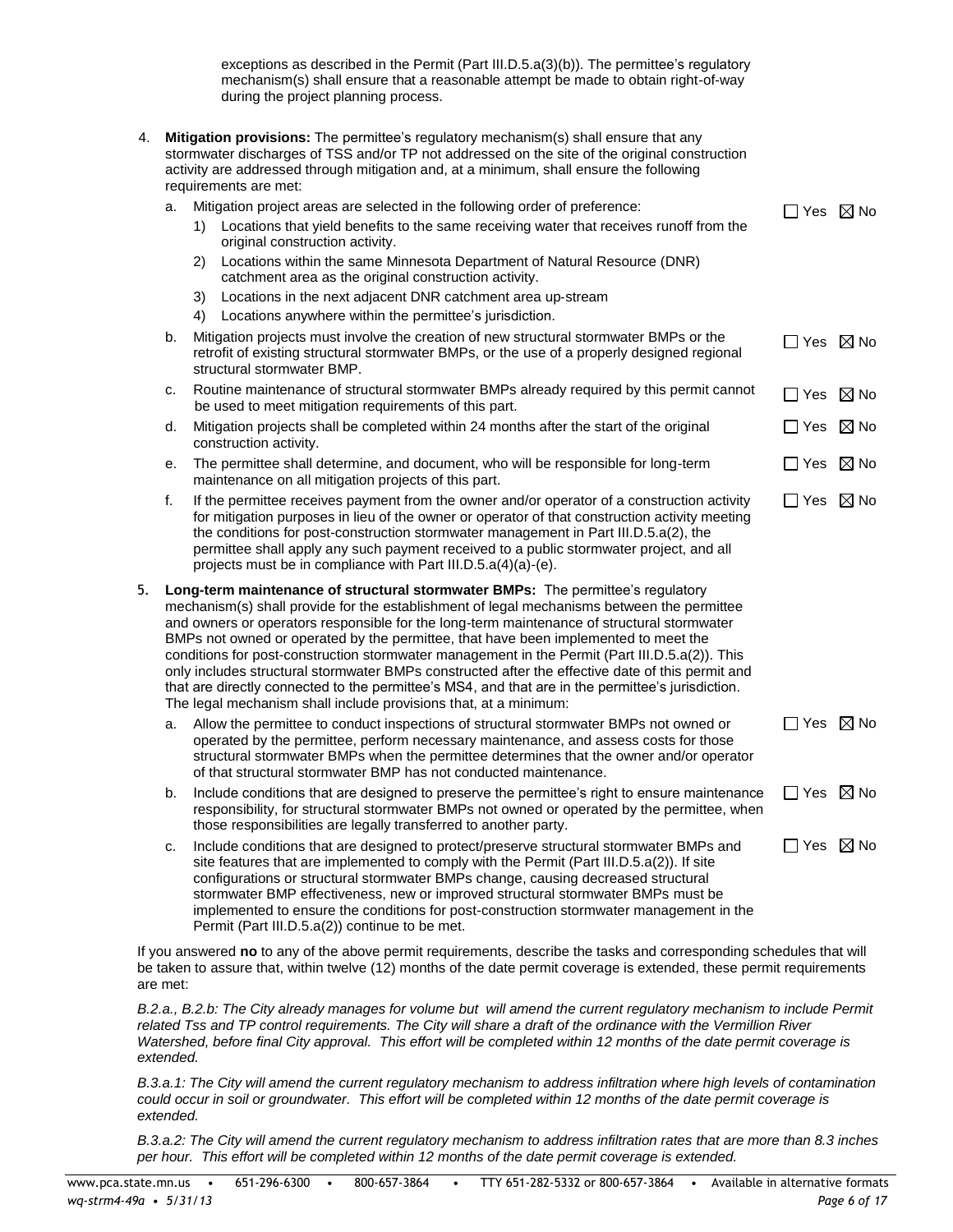exceptions as described in the Permit (Part III.D.5.a(3)(b)). The permittee's regulatory mechanism(s) shall ensure that a reasonable attempt be made to obtain right-of-way during the project planning process.

4. **Mitigation provisions:** The permittee's regulatory mechanism(s) shall ensure that any stormwater discharges of TSS and/or TP not addressed on the site of the original construction activity are addressed through mitigation and, at a minimum, shall ensure the following requirements are met:
   a. Mitigation project areas are selected in the following order of preference: ☐ Yes ☒ No
      1) Locations that yield benefits to the same receiving water that receives runoff from the original construction activity.
      2) Locations within the same Minnesota Department of Natural Resource (DNR) catchment area as the original construction activity.
      3) Locations in the next adjacent DNR catchment area up-stream
      4) Locations anywhere within the permittee's jurisdiction.
   b. Mitigation projects must involve the creation of new structural stormwater BMPs or the retrofit of existing structural stormwater BMPs, or the use of a properly designed regional structural stormwater BMP. ☐ Yes ☒ No
   c. Routine maintenance of structural stormwater BMPs already required by this permit cannot be used to meet mitigation requirements of this part. ☐ Yes ☒ No
   d. Mitigation projects shall be completed within 24 months after the start of the original construction activity. ☐ Yes ☒ No
   e. The permittee shall determine, and document, who will be responsible for long-term maintenance on all mitigation projects of this part. ☐ Yes ☒ No
   f. If the permittee receives payment from the owner and/or operator of a construction activity for mitigation purposes in lieu of the owner or operator of that construction activity meeting the conditions for post-construction stormwater management in Part III.D.5.a(2), the permittee shall apply any such payment received to a public stormwater project, and all projects must be in compliance with Part III.D.5.a(4)(a)-(e). ☐ Yes ☒ No

5. **Long-term maintenance of structural stormwater BMPs:** The permittee's regulatory mechanism(s) shall provide for the establishment of legal mechanisms between the permittee and owners or operators responsible for the long-term maintenance of structural stormwater BMPs not owned or operated by the permittee, that have been implemented to meet the conditions for post-construction stormwater management in the Permit (Part III.D.5.a(2)). This only includes structural stormwater BMPs constructed after the effective date of this permit and that are directly connected to the permittee's MS4, and that are in the permittee's jurisdiction. The legal mechanism shall include provisions that, at a minimum:
   a. Allow the permittee to conduct inspections of structural stormwater BMPs not owned or operated by the permittee, perform necessary maintenance, and assess costs for those structural stormwater BMPs when the permittee determines that the owner and/or operator of that structural stormwater BMP has not conducted maintenance. ☐ Yes ☒ No
   b. Include conditions that are designed to preserve the permittee's right to ensure maintenance responsibility, for structural stormwater BMPs not owned or operated by the permittee, when those responsibilities are legally transferred to another party. ☐ Yes ☒ No
   c. Include conditions that are designed to protect/preserve structural stormwater BMPs and site features that are implemented to comply with the Permit (Part III.D.5.a(2)). If site configurations or structural stormwater BMPs change, causing decreased structural stormwater BMP effectiveness, new or improved structural stormwater BMPs must be implemented to ensure the conditions for post-construction stormwater management in the Permit (Part III.D.5.a(2)) continue to be met. ☐ Yes ☒ No

If you answered **no** to any of the above permit requirements, describe the tasks and corresponding schedules that will be taken to assure that, within twelve (12) months of the date permit coverage is extended, these permit requirements are met:

*B.2.a., B.2.b: The City already manages for volume but will amend the current regulatory mechanism to include Permit related Tss and TP control requirements. The City will share a draft of the ordinance with the Vermillion River Watershed, before final City approval. This effort will be completed within 12 months of the date permit coverage is extended.*

*B.3.a.1: The City will amend the current regulatory mechanism to address infiltration where high levels of contamination could occur in soil or groundwater. This effort will be completed within 12 months of the date permit coverage is extended.*

*B.3.a.2: The City will amend the current regulatory mechanism to address infiltration rates that are more than 8.3 inches per hour. This effort will be completed within 12 months of the date permit coverage is extended.*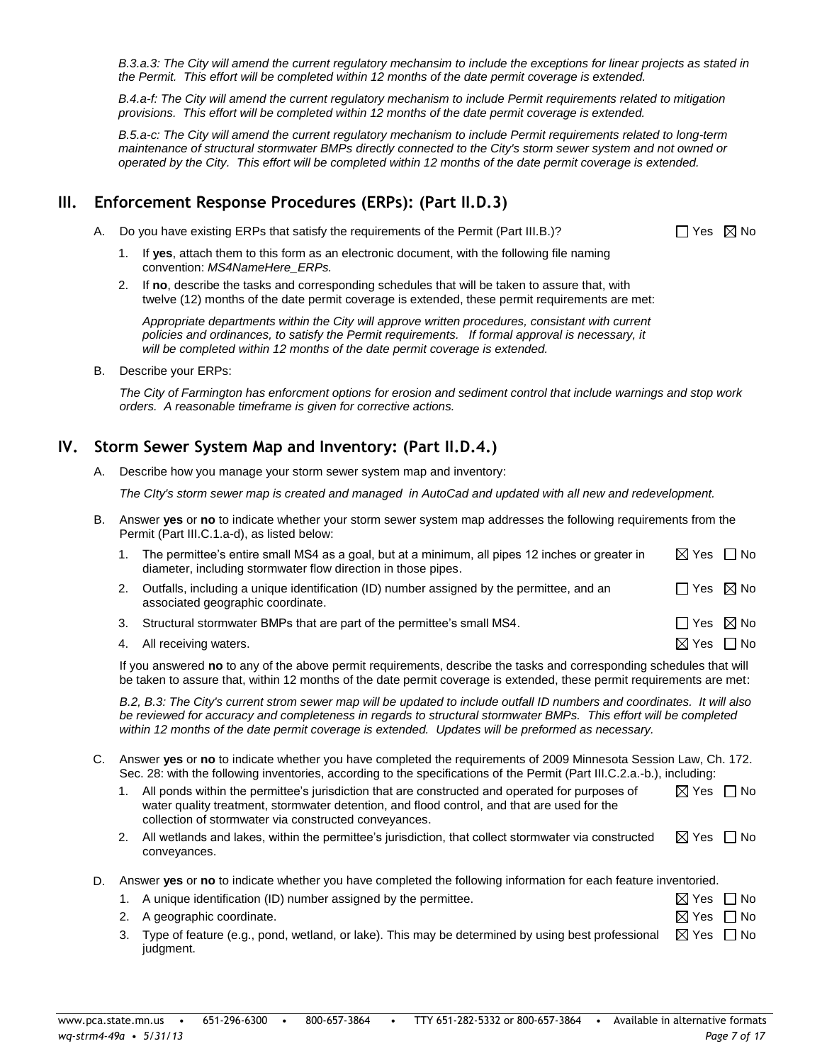*B.3.a.3: The City will amend the current regulatory mechansim to include the exceptions for linear projects as stated in the Permit. This effort will be completed within 12 months of the date permit coverage is extended.*

*B.4.a-f: The City will amend the current regulatory mechanism to include Permit requirements related to mitigation provisions. This effort will be completed within 12 months of the date permit coverage is extended.*

*B.5.a-c: The City will amend the current regulatory mechanism to include Permit requirements related to long-term maintenance of structural stormwater BMPs directly connected to the City's storm sewer system and not owned or operated by the City. This effort will be completed within 12 months of the date permit coverage is extended.*

## III. Enforcement Response Procedures (ERPs): (Part II.D.3)

A. Do you have existing ERPs that satisfy the requirements of the Permit (Part III.B.)? ☐ Yes ☒ No

1. If **yes**, attach them to this form as an electronic document, with the following file naming convention: *MS4NameHere_ERPs.*
2. If **no**, describe the tasks and corresponding schedules that will be taken to assure that, with twelve (12) months of the date permit coverage is extended, these permit requirements are met:

   *Appropriate departments within the City will approve written procedures, consistant with current policies and ordinances, to satisfy the Permit requirements. If formal approval is necessary, it will be completed within 12 months of the date permit coverage is extended.*

B. Describe your ERPs:

*The City of Farmington has enforcment options for erosion and sediment control that include warnings and stop work orders. A reasonable timeframe is given for corrective actions.*

## IV. Storm Sewer System Map and Inventory: (Part II.D.4.)

A. Describe how you manage your storm sewer system map and inventory:

*The CIty's storm sewer map is created and managed in AutoCad and updated with all new and redevelopment.*

B. Answer **yes** or **no** to indicate whether your storm sewer system map addresses the following requirements from the Permit (Part III.C.1.a-d), as listed below:

1. The permittee's entire small MS4 as a goal, but at a minimum, all pipes 12 inches or greater in diameter, including stormwater flow direction in those pipes. ☒ Yes ☐ No
2. Outfalls, including a unique identification (ID) number assigned by the permittee, and an associated geographic coordinate. ☐ Yes ☒ No
3. Structural stormwater BMPs that are part of the permittee's small MS4. ☐ Yes ☒ No
4. All receiving waters. ☒ Yes ☐ No

If you answered **no** to any of the above permit requirements, describe the tasks and corresponding schedules that will be taken to assure that, within 12 months of the date permit coverage is extended, these permit requirements are met:

*B.2, B.3: The City's current strom sewer map will be updated to include outfall ID numbers and coordinates. It will also be reviewed for accuracy and completeness in regards to structural stormwater BMPs. This effort will be completed within 12 months of the date permit coverage is extended. Updates will be preformed as necessary.*

C. Answer **yes** or **no** to indicate whether you have completed the requirements of 2009 Minnesota Session Law, Ch. 172. Sec. 28: with the following inventories, according to the specifications of the Permit (Part III.C.2.a.-b.), including:

1. All ponds within the permittee's jurisdiction that are constructed and operated for purposes of water quality treatment, stormwater detention, and flood control, and that are used for the collection of stormwater via constructed conveyances. ☒ Yes ☐ No
2. All wetlands and lakes, within the permittee's jurisdiction, that collect stormwater via constructed conveyances. ☒ Yes ☐ No

D. Answer **yes** or **no** to indicate whether you have completed the following information for each feature inventoried.

1. A unique identification (ID) number assigned by the permittee. ☒ Yes ☐ No
2. A geographic coordinate. ☒ Yes ☐ No
3. Type of feature (e.g., pond, wetland, or lake). This may be determined by using best professional judgment. ☒ Yes ☐ No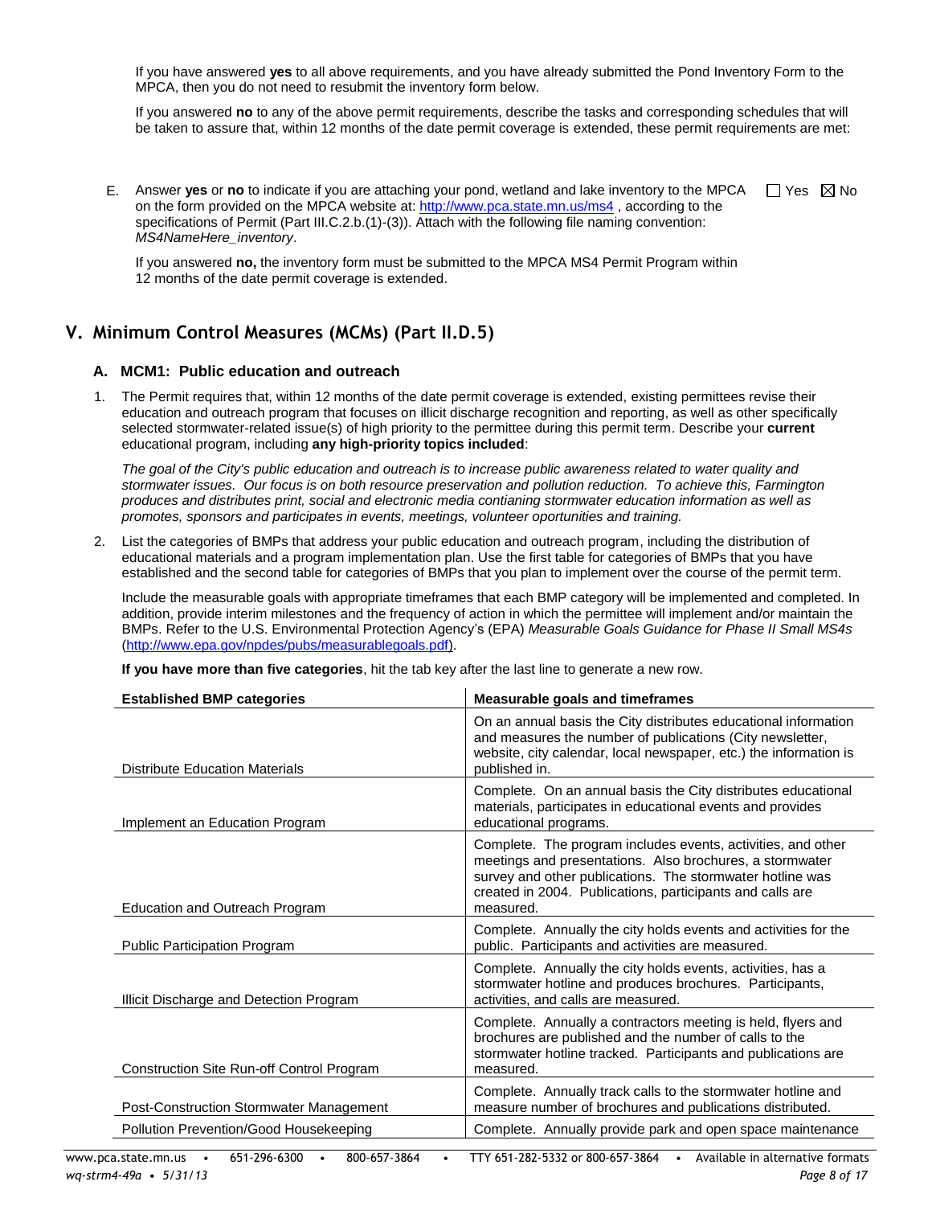If you have answered **yes** to all above requirements, and you have already submitted the Pond Inventory Form to the MPCA, then you do not need to resubmit the inventory form below.

If you answered **no** to any of the above permit requirements, describe the tasks and corresponding schedules that will be taken to assure that, within 12 months of the date permit coverage is extended, these permit requirements are met:

E. Answer **yes** or **no** to indicate if you are attaching your pond, wetland and lake inventory to the MPCA on the form provided on the MPCA website at: http://www.pca.state.mn.us/ms4 , according to the specifications of Permit (Part III.C.2.b.(1)-(3)). Attach with the following file naming convention: *MS4NameHere_inventory*. ☐ Yes ☒ No

If you answered **no,** the inventory form must be submitted to the MPCA MS4 Permit Program within 12 months of the date permit coverage is extended.

## V. Minimum Control Measures (MCMs) (Part II.D.5)

### A. MCM1: Public education and outreach

1. The Permit requires that, within 12 months of the date permit coverage is extended, existing permittees revise their education and outreach program that focuses on illicit discharge recognition and reporting, as well as other specifically selected stormwater-related issue(s) of high priority to the permittee during this permit term. Describe your **current** educational program, including **any high-priority topics included**:

   *The goal of the City's public education and outreach is to increase public awareness related to water quality and stormwater issues. Our focus is on both resource preservation and pollution reduction. To achieve this, Farmington produces and distributes print, social and electronic media contianing stormwater education information as well as promotes, sponsors and participates in events, meetings, volunteer oportunities and training.*

2. List the categories of BMPs that address your public education and outreach program, including the distribution of educational materials and a program implementation plan. Use the first table for categories of BMPs that you have established and the second table for categories of BMPs that you plan to implement over the course of the permit term.

   Include the measurable goals with appropriate timeframes that each BMP category will be implemented and completed. In addition, provide interim milestones and the frequency of action in which the permittee will implement and/or maintain the BMPs. Refer to the U.S. Environmental Protection Agency's (EPA) *Measurable Goals Guidance for Phase II Small MS4s* (http://www.epa.gov/npdes/pubs/measurablegoals.pdf).

   **If you have more than five categories**, hit the tab key after the last line to generate a new row.

| Established BMP categories | Measurable goals and timeframes |
|---|---|
| Distribute Education Materials | On an annual basis the City distributes educational information and measures the number of publications (City newsletter, website, city calendar, local newspaper, etc.) the information is published in. |
| Implement an Education Program | Complete. On an annual basis the City distributes educational materials, participates in educational events and provides educational programs. |
| Education and Outreach Program | Complete. The program includes events, activities, and other meetings and presentations. Also brochures, a stormwater survey and other publications. The stormwater hotline was created in 2004. Publications, participants and calls are measured. |
| Public Participation Program | Complete. Annually the city holds events and activities for the public. Participants and activities are measured. |
| Illicit Discharge and Detection Program | Complete. Annually the city holds events, activities, has a stormwater hotline and produces brochures. Participants, activities, and calls are measured. |
| Construction Site Run-off Control Program | Complete. Annually a contractors meeting is held, flyers and brochures are published and the number of calls to the stormwater hotline tracked. Participants and publications are measured. |
| Post-Construction Stormwater Management | Complete. Annually track calls to the stormwater hotline and measure number of brochures and publications distributed. |
| Pollution Prevention/Good Housekeeping | Complete. Annually provide park and open space maintenance |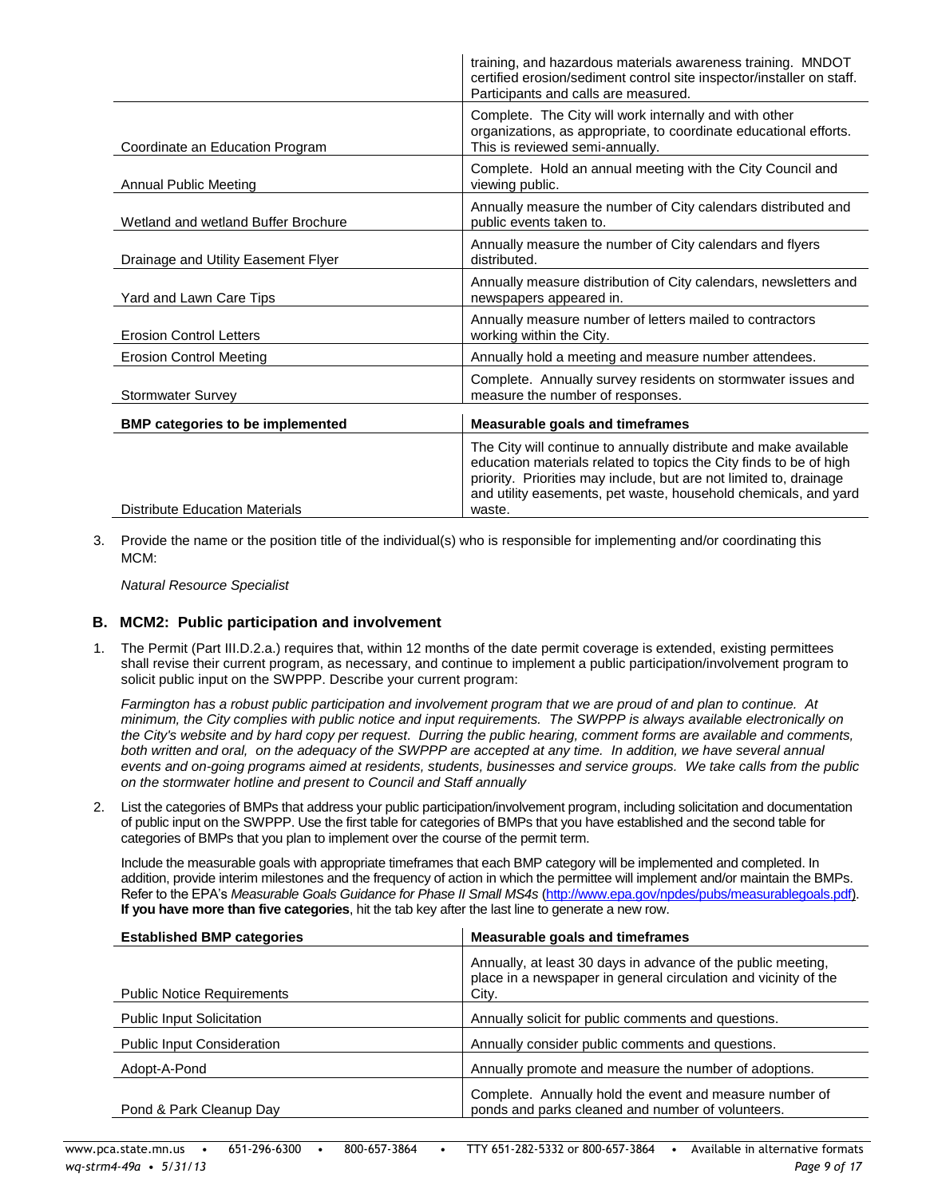| | |
|---|---|
| | training, and hazardous materials awareness training. MNDOT certified erosion/sediment control site inspector/installer on staff. Participants and calls are measured. |
| Coordinate an Education Program | Complete. The City will work internally and with other organizations, as appropriate, to coordinate educational efforts. This is reviewed semi-annually. |
| Annual Public Meeting | Complete. Hold an annual meeting with the City Council and viewing public. |
| Wetland and wetland Buffer Brochure | Annually measure the number of City calendars distributed and public events taken to. |
| Drainage and Utility Easement Flyer | Annually measure the number of City calendars and flyers distributed. |
| Yard and Lawn Care Tips | Annually measure distribution of City calendars, newsletters and newspapers appeared in. |
| Erosion Control Letters | Annually measure number of letters mailed to contractors working within the City. |
| Erosion Control Meeting | Annually hold a meeting and measure number attendees. |
| Stormwater Survey | Complete. Annually survey residents on stormwater issues and measure the number of responses. |

| BMP categories to be implemented | Measurable goals and timeframes |
|---|---|
| Distribute Education Materials | The City will continue to annually distribute and make available education materials related to topics the City finds to be of high priority. Priorities may include, but are not limited to, drainage and utility easements, pet waste, household chemicals, and yard waste. |

3. Provide the name or the position title of the individual(s) who is responsible for implementing and/or coordinating this MCM:

   *Natural Resource Specialist*

## B. MCM2: Public participation and involvement

1. The Permit (Part III.D.2.a.) requires that, within 12 months of the date permit coverage is extended, existing permittees shall revise their current program, as necessary, and continue to implement a public participation/involvement program to solicit public input on the SWPPP. Describe your current program:

   *Farmington has a robust public participation and involvement program that we are proud of and plan to continue. At minimum, the City complies with public notice and input requirements. The SWPPP is always available electronically on the City's website and by hard copy per request. Durring the public hearing, comment forms are available and comments, both written and oral, on the adequacy of the SWPPP are accepted at any time. In addition, we have several annual events and on-going programs aimed at residents, students, businesses and service groups. We take calls from the public on the stormwater hotline and present to Council and Staff annually*

2. List the categories of BMPs that address your public participation/involvement program, including solicitation and documentation of public input on the SWPPP. Use the first table for categories of BMPs that you have established and the second table for categories of BMPs that you plan to implement over the course of the permit term.

   Include the measurable goals with appropriate timeframes that each BMP category will be implemented and completed. In addition, provide interim milestones and the frequency of action in which the permittee will implement and/or maintain the BMPs. Refer to the EPA's *Measurable Goals Guidance for Phase II Small MS4s* (http://www.epa.gov/npdes/pubs/measurablegoals.pdf). **If you have more than five categories**, hit the tab key after the last line to generate a new row.

| Established BMP categories | Measurable goals and timeframes |
|---|---|
| Public Notice Requirements | Annually, at least 30 days in advance of the public meeting, place in a newspaper in general circulation and vicinity of the City. |
| Public Input Solicitation | Annually solicit for public comments and questions. |
| Public Input Consideration | Annually consider public comments and questions. |
| Adopt-A-Pond | Annually promote and measure the number of adoptions. |
| Pond & Park Cleanup Day | Complete. Annually hold the event and measure number of ponds and parks cleaned and number of volunteers. |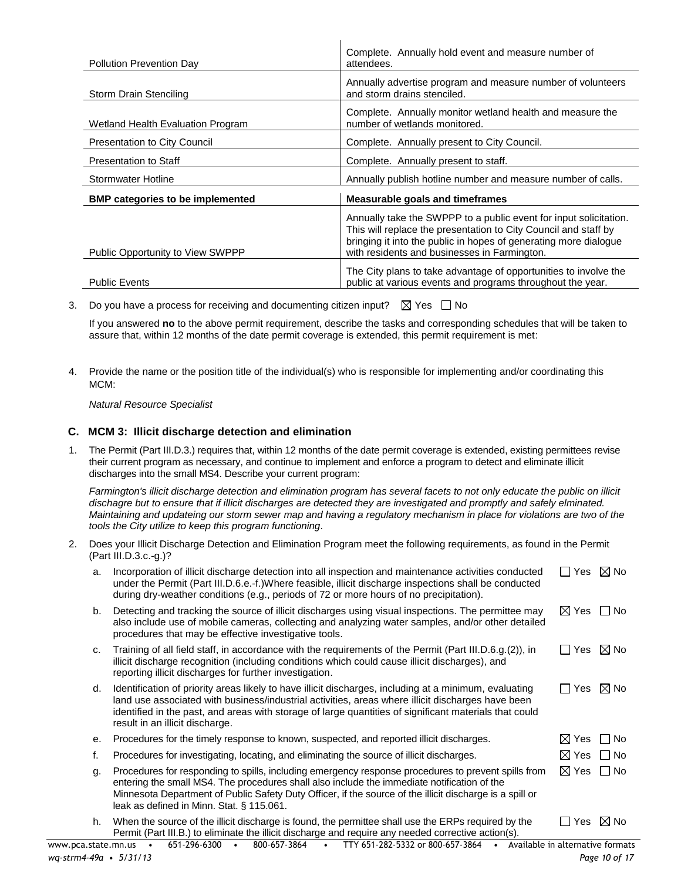| | |
|---|---|
| Pollution Prevention Day | Complete. Annually hold event and measure number of attendees. |
| Storm Drain Stenciling | Annually advertise program and measure number of volunteers and storm drains stenciled. |
| Wetland Health Evaluation Program | Complete. Annually monitor wetland health and measure the number of wetlands monitored. |
| Presentation to City Council | Complete. Annually present to City Council. |
| Presentation to Staff | Complete. Annually present to staff. |
| Stormwater Hotline | Annually publish hotline number and measure number of calls. |
| **BMP categories to be implemented** | **Measurable goals and timeframes** |
| Public Opportunity to View SWPPP | Annually take the SWPPP to a public event for input solicitation. This will replace the presentation to City Council and staff by bringing it into the public in hopes of generating more dialogue with residents and businesses in Farmington. |
| Public Events | The City plans to take advantage of opportunities to involve the public at various events and programs throughout the year. |

3. Do you have a process for receiving and documenting citizen input? ☒ Yes ☐ No

   If you answered **no** to the above permit requirement, describe the tasks and corresponding schedules that will be taken to assure that, within 12 months of the date permit coverage is extended, this permit requirement is met:

4. Provide the name or the position title of the individual(s) who is responsible for implementing and/or coordinating this MCM:

   *Natural Resource Specialist*

## C. MCM 3: Illicit discharge detection and elimination

1. The Permit (Part III.D.3.) requires that, within 12 months of the date permit coverage is extended, existing permittees revise their current program as necessary, and continue to implement and enforce a program to detect and eliminate illicit discharges into the small MS4. Describe your current program:

   *Farmington's illicit discharge detection and elimination program has several facets to not only educate the public on illicit dischagre but to ensure that if illicit discharges are detected they are investigated and promptly and safely elminated. Maintaining and updateing our storm sewer map and having a regulatory mechanism in place for violations are two of the tools the City utilize to keep this program functioning.*

2. Does your Illicit Discharge Detection and Elimination Program meet the following requirements, as found in the Permit (Part III.D.3.c.-g.)?

   a. Incorporation of illicit discharge detection into all inspection and maintenance activities conducted under the Permit (Part III.D.6.e.-f.)Where feasible, illicit discharge inspections shall be conducted during dry-weather conditions (e.g., periods of 72 or more hours of no precipitation). ☐ Yes ☒ No

   b. Detecting and tracking the source of illicit discharges using visual inspections. The permittee may also include use of mobile cameras, collecting and analyzing water samples, and/or other detailed procedures that may be effective investigative tools. ☒ Yes ☐ No

   c. Training of all field staff, in accordance with the requirements of the Permit (Part III.D.6.g.(2)), in illicit discharge recognition (including conditions which could cause illicit discharges), and reporting illicit discharges for further investigation. ☐ Yes ☒ No

   d. Identification of priority areas likely to have illicit discharges, including at a minimum, evaluating land use associated with business/industrial activities, areas where illicit discharges have been identified in the past, and areas with storage of large quantities of significant materials that could result in an illicit discharge. ☐ Yes ☒ No

   e. Procedures for the timely response to known, suspected, and reported illicit discharges. ☒ Yes ☐ No

   f. Procedures for investigating, locating, and eliminating the source of illicit discharges. ☒ Yes ☐ No

   g. Procedures for responding to spills, including emergency response procedures to prevent spills from entering the small MS4. The procedures shall also include the immediate notification of the Minnesota Department of Public Safety Duty Officer, if the source of the illicit discharge is a spill or leak as defined in Minn. Stat. § 115.061. ☒ Yes ☐ No

   h. When the source of the illicit discharge is found, the permittee shall use the ERPs required by the Permit (Part III.B.) to eliminate the illicit discharge and require any needed corrective action(s). ☐ Yes ☒ No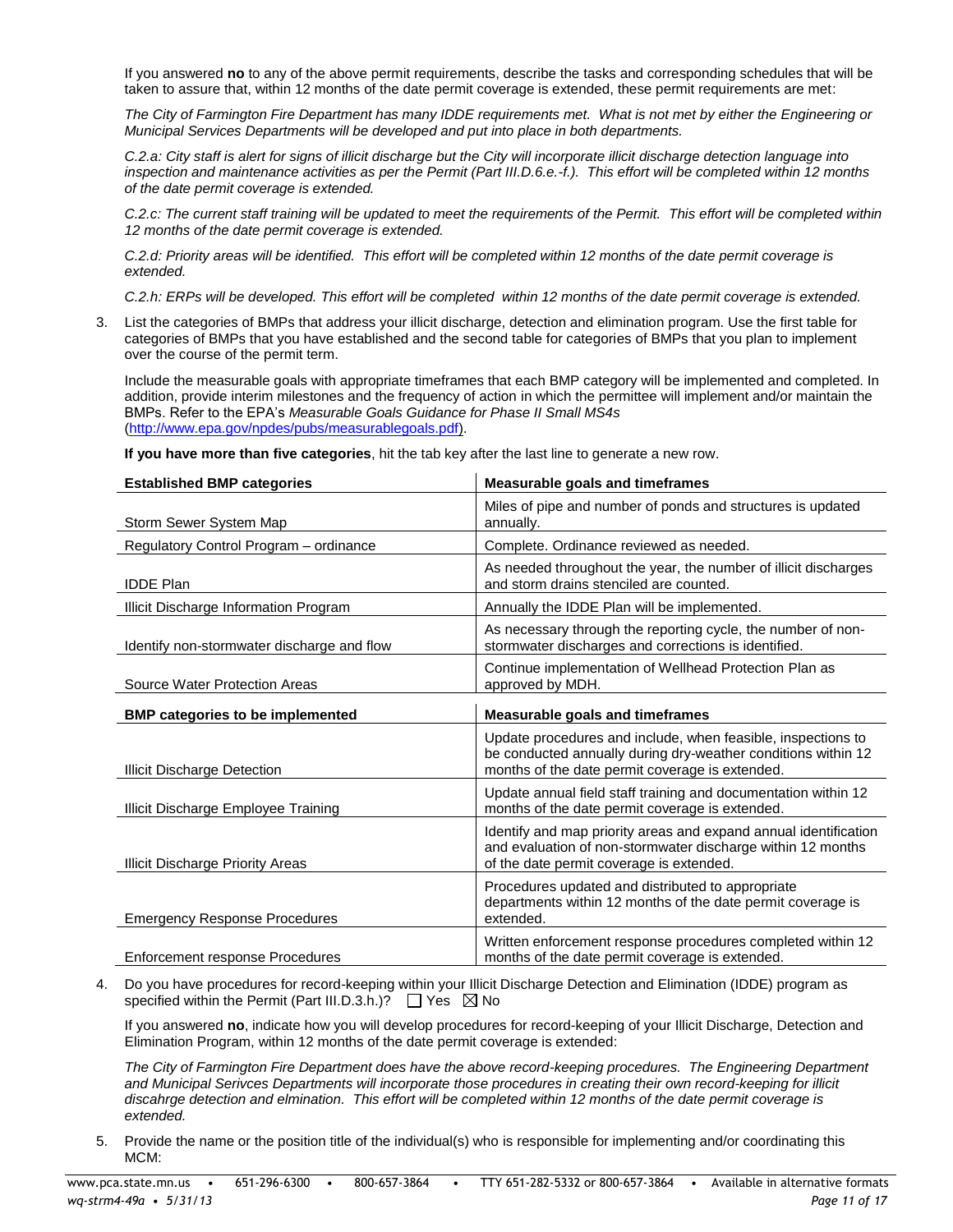If you answered **no** to any of the above permit requirements, describe the tasks and corresponding schedules that will be taken to assure that, within 12 months of the date permit coverage is extended, these permit requirements are met:

*The City of Farmington Fire Department has many IDDE requirements met. What is not met by either the Engineering or Municipal Services Departments will be developed and put into place in both departments.*

*C.2.a: City staff is alert for signs of illicit discharge but the City will incorporate illicit discharge detection language into inspection and maintenance activities as per the Permit (Part III.D.6.e.-f.). This effort will be completed within 12 months of the date permit coverage is extended.*

*C.2.c: The current staff training will be updated to meet the requirements of the Permit. This effort will be completed within 12 months of the date permit coverage is extended.*

*C.2.d: Priority areas will be identified. This effort will be completed within 12 months of the date permit coverage is extended.*

*C.2.h: ERPs will be developed. This effort will be completed within 12 months of the date permit coverage is extended.*

3. List the categories of BMPs that address your illicit discharge, detection and elimination program. Use the first table for categories of BMPs that you have established and the second table for categories of BMPs that you plan to implement over the course of the permit term.

   Include the measurable goals with appropriate timeframes that each BMP category will be implemented and completed. In addition, provide interim milestones and the frequency of action in which the permittee will implement and/or maintain the BMPs. Refer to the EPA's *Measurable Goals Guidance for Phase II Small MS4s* (http://www.epa.gov/npdes/pubs/measurablegoals.pdf).

   **If you have more than five categories**, hit the tab key after the last line to generate a new row.

| **Established BMP categories** | **Measurable goals and timeframes** |
|---|---|
| Storm Sewer System Map | Miles of pipe and number of ponds and structures is updated annually. |
| Regulatory Control Program – ordinance | Complete. Ordinance reviewed as needed. |
| IDDE Plan | As needed throughout the year, the number of illicit discharges and storm drains stenciled are counted. |
| Illicit Discharge Information Program | Annually the IDDE Plan will be implemented. |
| Identify non-stormwater discharge and flow | As necessary through the reporting cycle, the number of non-stormwater discharges and corrections is identified. |
| Source Water Protection Areas | Continue implementation of Wellhead Protection Plan as approved by MDH. |

| **BMP categories to be implemented** | **Measurable goals and timeframes** |
|---|---|
| Illicit Discharge Detection | Update procedures and include, when feasible, inspections to be conducted annually during dry-weather conditions within 12 months of the date permit coverage is extended. |
| Illicit Discharge Employee Training | Update annual field staff training and documentation within 12 months of the date permit coverage is extended. |
| Illicit Discharge Priority Areas | Identify and map priority areas and expand annual identification and evaluation of non-stormwater discharge within 12 months of the date permit coverage is extended. |
| Emergency Response Procedures | Procedures updated and distributed to appropriate departments within 12 months of the date permit coverage is extended. |
| Enforcement response Procedures | Written enforcement response procedures completed within 12 months of the date permit coverage is extended. |

4. Do you have procedures for record-keeping within your Illicit Discharge Detection and Elimination (IDDE) program as specified within the Permit (Part III.D.3.h.)? ☐ Yes ☒ No

   If you answered **no**, indicate how you will develop procedures for record-keeping of your Illicit Discharge, Detection and Elimination Program, within 12 months of the date permit coverage is extended:

   *The City of Farmington Fire Department does have the above record-keeping procedures. The Engineering Department and Municipal Serivces Departments will incorporate those procedures in creating their own record-keeping for illicit discahrge detection and elmination. This effort will be completed within 12 months of the date permit coverage is extended.*

5. Provide the name or the position title of the individual(s) who is responsible for implementing and/or coordinating this MCM: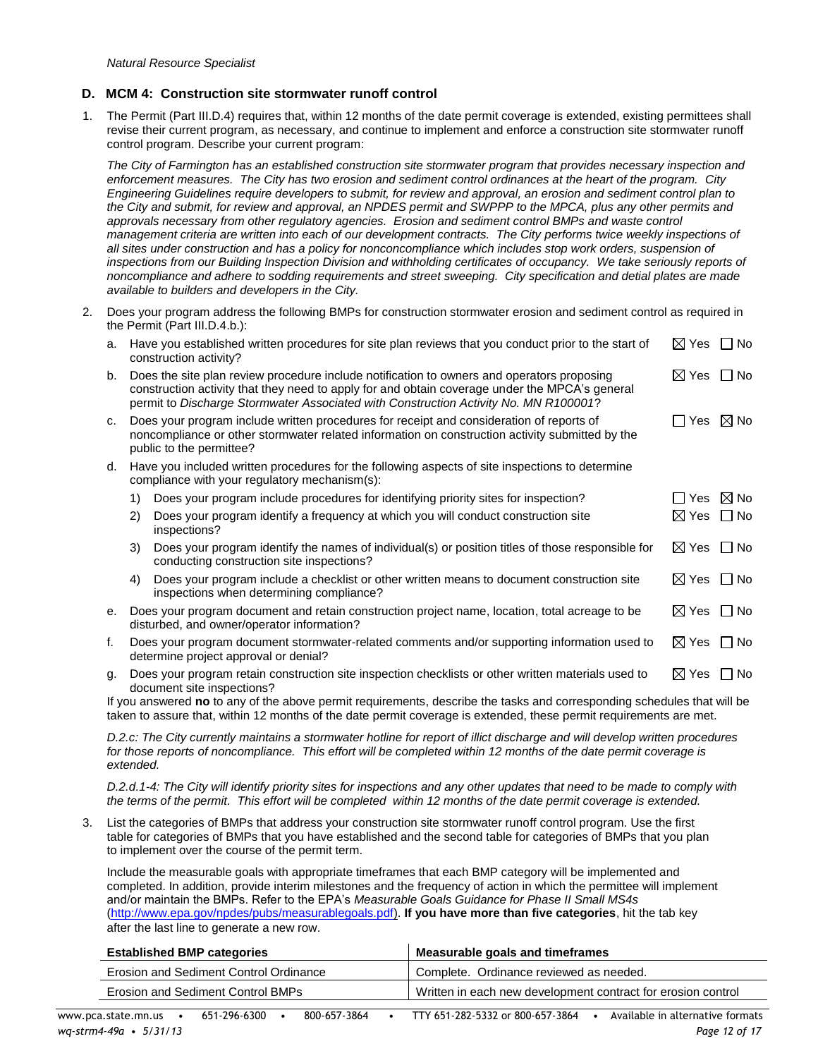*Natural Resource Specialist*

## D. MCM 4: Construction site stormwater runoff control

1. The Permit (Part III.D.4) requires that, within 12 months of the date permit coverage is extended, existing permittees shall revise their current program, as necessary, and continue to implement and enforce a construction site stormwater runoff control program. Describe your current program:

   *The City of Farmington has an established construction site stormwater program that provides necessary inspection and enforcement measures. The City has two erosion and sediment control ordinances at the heart of the program. City Engineering Guidelines require developers to submit, for review and approval, an erosion and sediment control plan to the City and submit, for review and approval, an NPDES permit and SWPPP to the MPCA, plus any other permits and approvals necessary from other regulatory agencies. Erosion and sediment control BMPs and waste control management criteria are written into each of our development contracts. The City performs twice weekly inspections of all sites under construction and has a policy for noncompliance which includes stop work orders, suspension of inspections from our Building Inspection Division and withholding certificates of occupancy. We take seriously reports of noncompliance and adhere to sodding requirements and street sweeping. City specification and detial plates are made available to builders and developers in the City.*

2. Does your program address the following BMPs for construction stormwater erosion and sediment control as required in the Permit (Part III.D.4.b.):

   a. Have you established written procedures for site plan reviews that you conduct prior to the start of construction activity? ☒ Yes ☐ No

   b. Does the site plan review procedure include notification to owners and operators proposing construction activity that they need to apply for and obtain coverage under the MPCA's general permit to *Discharge Stormwater Associated with Construction Activity No. MN R100001*? ☒ Yes ☐ No

   c. Does your program include written procedures for receipt and consideration of reports of noncompliance or other stormwater related information on construction activity submitted by the public to the permittee? ☐ Yes ☒ No

   d. Have you included written procedures for the following aspects of site inspections to determine compliance with your regulatory mechanism(s):

      1) Does your program include procedures for identifying priority sites for inspection? ☐ Yes ☒ No

      2) Does your program identify a frequency at which you will conduct construction site inspections? ☒ Yes ☐ No

      3) Does your program identify the names of individual(s) or position titles of those responsible for conducting construction site inspections? ☒ Yes ☐ No

      4) Does your program include a checklist or other written means to document construction site inspections when determining compliance? ☒ Yes ☐ No

   e. Does your program document and retain construction project name, location, total acreage to be disturbed, and owner/operator information? ☒ Yes ☐ No

   f. Does your program document stormwater-related comments and/or supporting information used to determine project approval or denial? ☒ Yes ☐ No

   g. Does your program retain construction site inspection checklists or other written materials used to document site inspections? ☒ Yes ☐ No

   If you answered **no** to any of the above permit requirements, describe the tasks and corresponding schedules that will be taken to assure that, within 12 months of the date permit coverage is extended, these permit requirements are met.

   *D.2.c: The City currently maintains a stormwater hotline for report of illict discharge and will develop written procedures for those reports of noncompliance. This effort will be completed within 12 months of the date permit coverage is extended.*

   *D.2.d.1-4: The City will identify priority sites for inspections and any other updates that need to be made to comply with the terms of the permit. This effort will be completed within 12 months of the date permit coverage is extended.*

3. List the categories of BMPs that address your construction site stormwater runoff control program. Use the first table for categories of BMPs that you have established and the second table for categories of BMPs that you plan to implement over the course of the permit term.

   Include the measurable goals with appropriate timeframes that each BMP category will be implemented and completed. In addition, provide interim milestones and the frequency of action in which the permittee will implement and/or maintain the BMPs. Refer to the EPA's *Measurable Goals Guidance for Phase II Small MS4s* (http://www.epa.gov/npdes/pubs/measurablegoals.pdf). **If you have more than five categories**, hit the tab key after the last line to generate a new row.

| Established BMP categories | Measurable goals and timeframes |
|---|---|
| Erosion and Sediment Control Ordinance | Complete. Ordinance reviewed as needed. |
| Erosion and Sediment Control BMPs | Written in each new development contract for erosion control |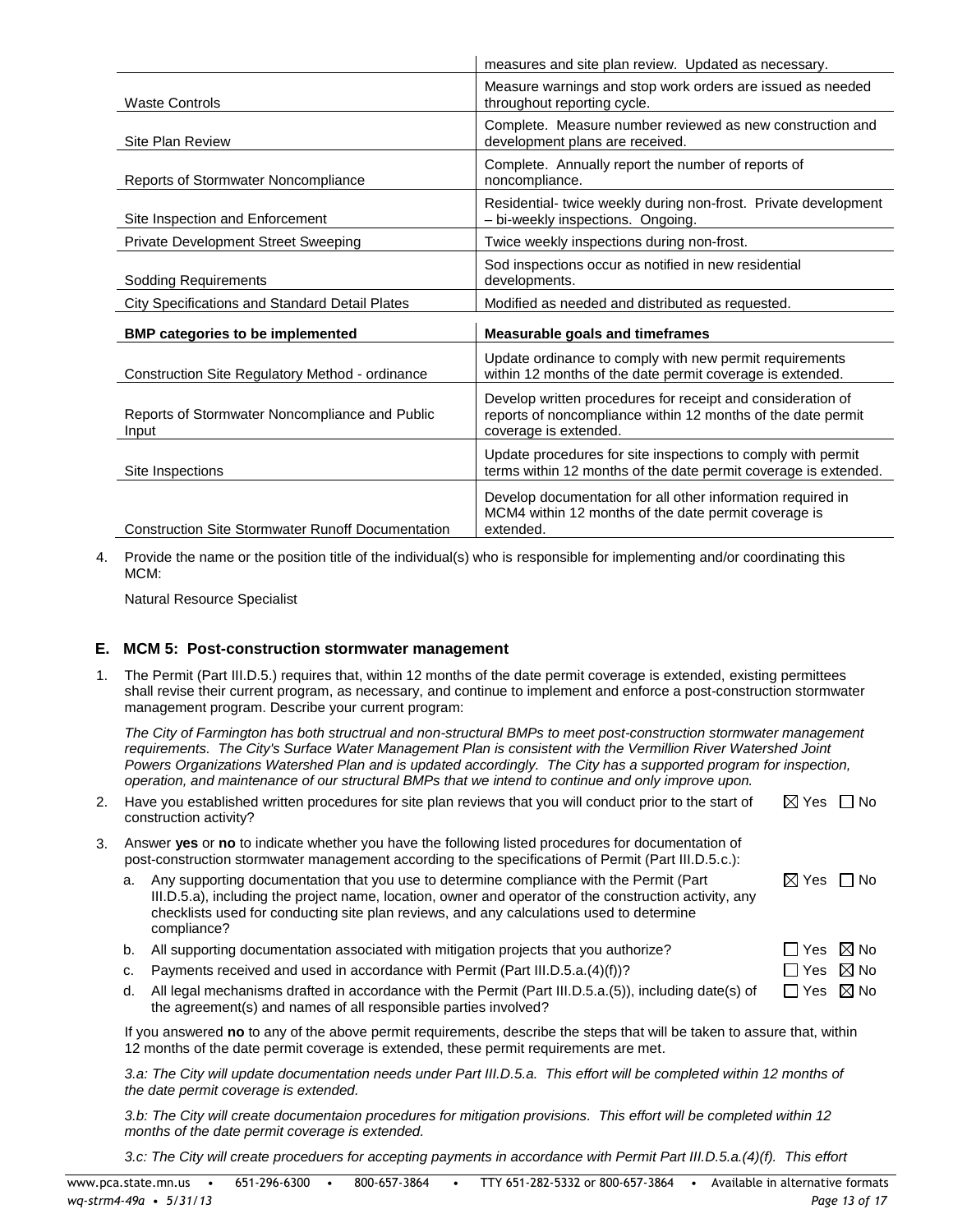| | measures and site plan review. Updated as necessary. |
|---|---|
| Waste Controls | Measure warnings and stop work orders are issued as needed throughout reporting cycle. |
| Site Plan Review | Complete. Measure number reviewed as new construction and development plans are received. |
| Reports of Stormwater Noncompliance | Complete. Annually report the number of reports of noncompliance. |
| Site Inspection and Enforcement | Residential- twice weekly during non-frost. Private development – bi-weekly inspections. Ongoing. |
| Private Development Street Sweeping | Twice weekly inspections during non-frost. |
| Sodding Requirements | Sod inspections occur as notified in new residential developments. |
| City Specifications and Standard Detail Plates | Modified as needed and distributed as requested. |

| **BMP categories to be implemented** | **Measurable goals and timeframes** |
|---|---|
| Construction Site Regulatory Method - ordinance | Update ordinance to comply with new permit requirements within 12 months of the date permit coverage is extended. |
| Reports of Stormwater Noncompliance and Public Input | Develop written procedures for receipt and consideration of reports of noncompliance within 12 months of the date permit coverage is extended. |
| Site Inspections | Update procedures for site inspections to comply with permit terms within 12 months of the date permit coverage is extended. |
| Construction Site Stormwater Runoff Documentation | Develop documentation for all other information required in MCM4 within 12 months of the date permit coverage is extended. |

4. Provide the name or the position title of the individual(s) who is responsible for implementing and/or coordinating this MCM:

   Natural Resource Specialist

## E. MCM 5: Post-construction stormwater management

1. The Permit (Part III.D.5.) requires that, within 12 months of the date permit coverage is extended, existing permittees shall revise their current program, as necessary, and continue to implement and enforce a post-construction stormwater management program. Describe your current program:

   *The City of Farmington has both structrual and non-structural BMPs to meet post-construction stormwater management requirements. The City's Surface Water Management Plan is consistent with the Vermillion River Watershed Joint Powers Organizations Watershed Plan and is updated accordingly. The City has a supported program for inspection, operation, and maintenance of our structural BMPs that we intend to continue and only improve upon.*

2. Have you established written procedures for site plan reviews that you will conduct prior to the start of construction activity? ☒ Yes ☐ No

3. Answer **yes** or **no** to indicate whether you have the following listed procedures for documentation of post-construction stormwater management according to the specifications of Permit (Part III.D.5.c.):

   a. Any supporting documentation that you use to determine compliance with the Permit (Part III.D.5.a), including the project name, location, owner and operator of the construction activity, any checklists used for conducting site plan reviews, and any calculations used to determine compliance? ☒ Yes ☐ No

   b. All supporting documentation associated with mitigation projects that you authorize? ☐ Yes ☒ No

   c. Payments received and used in accordance with Permit (Part III.D.5.a.(4)(f))? ☐ Yes ☒ No

   d. All legal mechanisms drafted in accordance with the Permit (Part III.D.5.a.(5)), including date(s) of the agreement(s) and names of all responsible parties involved? ☐ Yes ☒ No

   If you answered **no** to any of the above permit requirements, describe the steps that will be taken to assure that, within 12 months of the date permit coverage is extended, these permit requirements are met.

   *3.a: The City will update documentation needs under Part III.D.5.a. This effort will be completed within 12 months of the date permit coverage is extended.*

   *3.b: The City will create documentaion procedures for mitigation provisions. This effort will be completed within 12 months of the date permit coverage is extended.*

   *3.c: The City will create proceduers for accepting payments in accordance with Permit Part III.D.5.a.(4)(f). This effort*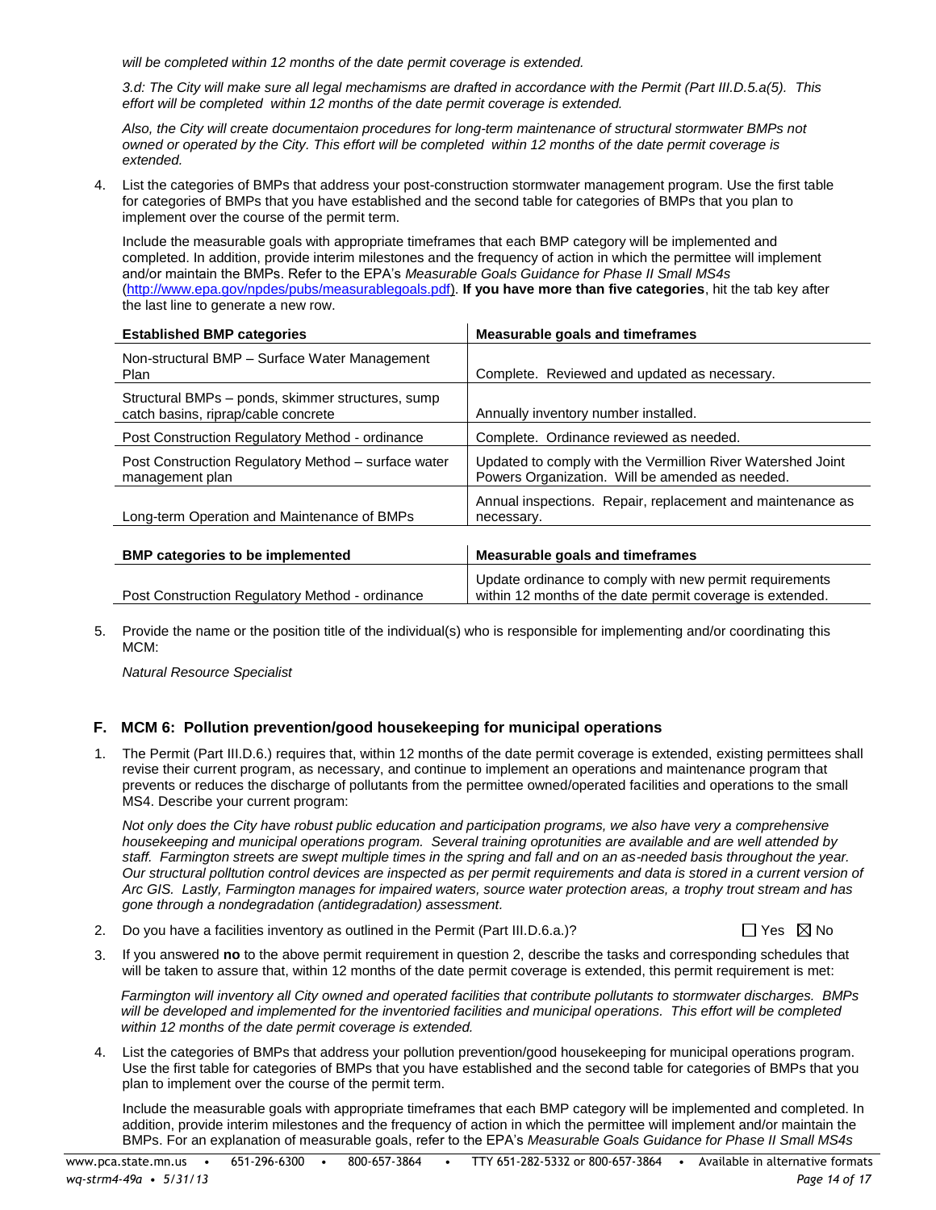*will be completed within 12 months of the date permit coverage is extended.*

*3.d: The City will make sure all legal mechanisms are drafted in accordance with the Permit (Part III.D.5.a(5). This effort will be completed within 12 months of the date permit coverage is extended.*

*Also, the City will create documentaion procedures for long-term maintenance of structural stormwater BMPs not owned or operated by the City. This effort will be completed within 12 months of the date permit coverage is extended.*

4. List the categories of BMPs that address your post-construction stormwater management program. Use the first table for categories of BMPs that you have established and the second table for categories of BMPs that you plan to implement over the course of the permit term.

   Include the measurable goals with appropriate timeframes that each BMP category will be implemented and completed. In addition, provide interim milestones and the frequency of action in which the permittee will implement and/or maintain the BMPs. Refer to the EPA's *Measurable Goals Guidance for Phase II Small MS4s* (http://www.epa.gov/npdes/pubs/measurablegoals.pdf). **If you have more than five categories**, hit the tab key after the last line to generate a new row.

| Established BMP categories | Measurable goals and timeframes |
|---|---|
| Non-structural BMP – Surface Water Management Plan | Complete. Reviewed and updated as necessary. |
| Structural BMPs – ponds, skimmer structures, sump catch basins, riprap/cable concrete | Annually inventory number installed. |
| Post Construction Regulatory Method - ordinance | Complete. Ordinance reviewed as needed. |
| Post Construction Regulatory Method – surface water management plan | Updated to comply with the Vermillion River Watershed Joint Powers Organization. Will be amended as needed. |
| Long-term Operation and Maintenance of BMPs | Annual inspections. Repair, replacement and maintenance as necessary. |

| BMP categories to be implemented | Measurable goals and timeframes |
|---|---|
| Post Construction Regulatory Method - ordinance | Update ordinance to comply with new permit requirements within 12 months of the date permit coverage is extended. |

5. Provide the name or the position title of the individual(s) who is responsible for implementing and/or coordinating this MCM:

   *Natural Resource Specialist*

## F. MCM 6: Pollution prevention/good housekeeping for municipal operations

1. The Permit (Part III.D.6.) requires that, within 12 months of the date permit coverage is extended, existing permittees shall revise their current program, as necessary, and continue to implement an operations and maintenance program that prevents or reduces the discharge of pollutants from the permittee owned/operated facilities and operations to the small MS4. Describe your current program:

   *Not only does the City have robust public education and participation programs, we also have very a comprehensive housekeeping and municipal operations program. Several training oprotunities are available and are well attended by staff. Farmington streets are swept multiple times in the spring and fall and on an as-needed basis throughout the year. Our structural polltution control devices are inspected as per permit requirements and data is stored in a current version of Arc GIS. Lastly, Farmington manages for impaired waters, source water protection areas, a trophy trout stream and has gone through a nondegradation (antidegradation) assessment.*

2. Do you have a facilities inventory as outlined in the Permit (Part III.D.6.a.)? ☐ Yes ☒ No

3. If you answered **no** to the above permit requirement in question 2, describe the tasks and corresponding schedules that will be taken to assure that, within 12 months of the date permit coverage is extended, this permit requirement is met:

   *Farmington will inventory all City owned and operated facilities that contribute pollutants to stormwater discharges. BMPs will be developed and implemented for the inventoried facilities and municipal operations. This effort will be completed within 12 months of the date permit coverage is extended.*

4. List the categories of BMPs that address your pollution prevention/good housekeeping for municipal operations program. Use the first table for categories of BMPs that you have established and the second table for categories of BMPs that you plan to implement over the course of the permit term.

   Include the measurable goals with appropriate timeframes that each BMP category will be implemented and completed. In addition, provide interim milestones and the frequency of action in which the permittee will implement and/or maintain the BMPs. For an explanation of measurable goals, refer to the EPA's *Measurable Goals Guidance for Phase II Small MS4s*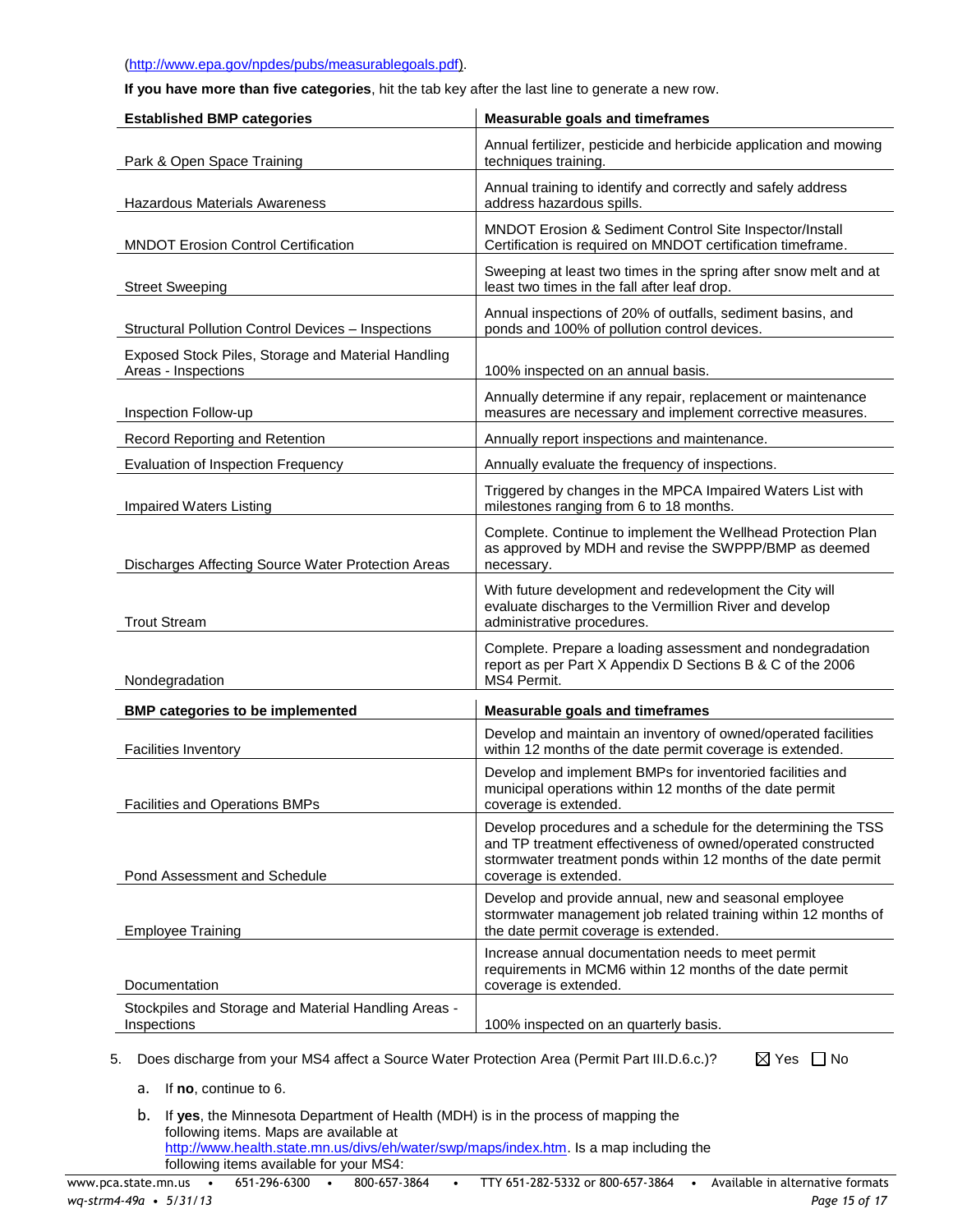(http://www.epa.gov/npdes/pubs/measurablegoals.pdf).

**If you have more than five categories**, hit the tab key after the last line to generate a new row.

| **Established BMP categories** | **Measurable goals and timeframes** |
|---|---|
| Park & Open Space Training | Annual fertilizer, pesticide and herbicide application and mowing techniques training. |
| Hazardous Materials Awareness | Annual training to identify and correctly and safely address address hazardous spills. |
| MNDOT Erosion Control Certification | MNDOT Erosion & Sediment Control Site Inspector/Install Certification is required on MNDOT certification timeframe. |
| Street Sweeping | Sweeping at least two times in the spring after snow melt and at least two times in the fall after leaf drop. |
| Structural Pollution Control Devices – Inspections | Annual inspections of 20% of outfalls, sediment basins, and ponds and 100% of pollution control devices. |
| Exposed Stock Piles, Storage and Material Handling Areas - Inspections | 100% inspected on an annual basis. |
| Inspection Follow-up | Annually determine if any repair, replacement or maintenance measures are necessary and implement corrective measures. |
| Record Reporting and Retention | Annually report inspections and maintenance. |
| Evaluation of Inspection Frequency | Annually evaluate the frequency of inspections. |
| Impaired Waters Listing | Triggered by changes in the MPCA Impaired Waters List with milestones ranging from 6 to 18 months. |
| Discharges Affecting Source Water Protection Areas | Complete. Continue to implement the Wellhead Protection Plan as approved by MDH and revise the SWPPP/BMP as deemed necessary. |
| Trout Stream | With future development and redevelopment the City will evaluate discharges to the Vermillion River and develop administrative procedures. |
| Nondegradation | Complete. Prepare a loading assessment and nondegradation report as per Part X Appendix D Sections B & C of the 2006 MS4 Permit. |

| **BMP categories to be implemented** | **Measurable goals and timeframes** |
|---|---|
| Facilities Inventory | Develop and maintain an inventory of owned/operated facilities within 12 months of the date permit coverage is extended. |
| Facilities and Operations BMPs | Develop and implement BMPs for inventoried facilities and municipal operations within 12 months of the date permit coverage is extended. |
| Pond Assessment and Schedule | Develop procedures and a schedule for the determining the TSS and TP treatment effectiveness of owned/operated constructed stormwater treatment ponds within 12 months of the date permit coverage is extended. |
| Employee Training | Develop and provide annual, new and seasonal employee stormwater management job related training within 12 months of the date permit coverage is extended. |
| Documentation | Increase annual documentation needs to meet permit requirements in MCM6 within 12 months of the date permit coverage is extended. |
| Stockpiles and Storage and Material Handling Areas - Inspections | 100% inspected on an quarterly basis. |

5. Does discharge from your MS4 affect a Source Water Protection Area (Permit Part III.D.6.c.)? ☒ Yes ☐ No

   a. If **no**, continue to 6.

   b. If **yes**, the Minnesota Department of Health (MDH) is in the process of mapping the following items. Maps are available at http://www.health.state.mn.us/divs/eh/water/swp/maps/index.htm. Is a map including the following items available for your MS4: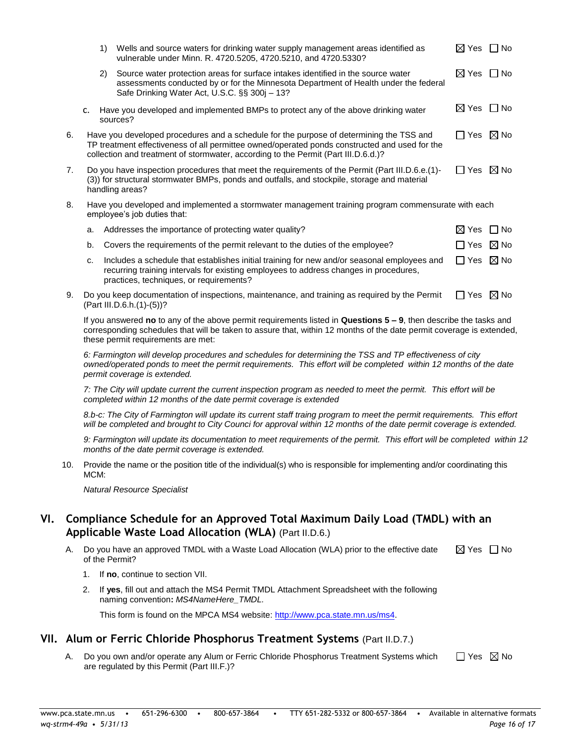1) Wells and source waters for drinking water supply management areas identified as vulnerable under Minn. R. 4720.5205, 4720.5210, and 4720.5330? ☒ Yes ☐ No

2) Source water protection areas for surface intakes identified in the source water assessments conducted by or for the Minnesota Department of Health under the federal Safe Drinking Water Act, U.S.C. §§ 300j – 13? ☒ Yes ☐ No

c. Have you developed and implemented BMPs to protect any of the above drinking water sources? ☒ Yes ☐ No

6. Have you developed procedures and a schedule for the purpose of determining the TSS and TP treatment effectiveness of all permittee owned/operated ponds constructed and used for the collection and treatment of stormwater, according to the Permit (Part III.D.6.d.)? ☐ Yes ☒ No

7. Do you have inspection procedures that meet the requirements of the Permit (Part III.D.6.e.(1)-(3)) for structural stormwater BMPs, ponds and outfalls, and stockpile, storage and material handling areas? ☐ Yes ☒ No

8. Have you developed and implemented a stormwater management training program commensurate with each employee's job duties that:

   a. Addresses the importance of protecting water quality? ☒ Yes ☐ No

   b. Covers the requirements of the permit relevant to the duties of the employee? ☐ Yes ☒ No

   c. Includes a schedule that establishes initial training for new and/or seasonal employees and recurring training intervals for existing employees to address changes in procedures, practices, techniques, or requirements? ☐ Yes ☒ No

9. Do you keep documentation of inspections, maintenance, and training as required by the Permit (Part III.D.6.h.(1)-(5))? ☐ Yes ☒ No

   If you answered **no** to any of the above permit requirements listed in **Questions 5 – 9**, then describe the tasks and corresponding schedules that will be taken to assure that, within 12 months of the date permit coverage is extended, these permit requirements are met:

   *6: Farmington will develop procedures and schedules for determining the TSS and TP effectiveness of city owned/operated ponds to meet the permit requirements. This effort will be completed within 12 months of the date permit coverage is extended.*

   *7: The City will update current the current inspection program as needed to meet the permit. This effort will be completed within 12 months of the date permit coverage is extended*

   *8.b-c: The City of Farmington will update its current staff traing program to meet the permit requirements. This effort will be completed and brought to City Counci for approval within 12 months of the date permit coverage is extended.*

   *9: Farmington will update its documentation to meet requirements of the permit. This effort will be completed within 12 months of the date permit coverage is extended.*

10. Provide the name or the position title of the individual(s) who is responsible for implementing and/or coordinating this MCM:

    *Natural Resource Specialist*

## VI. Compliance Schedule for an Approved Total Maximum Daily Load (TMDL) with an Applicable Waste Load Allocation (WLA) (Part II.D.6.)

A. Do you have an approved TMDL with a Waste Load Allocation (WLA) prior to the effective date of the Permit? ☒ Yes ☐ No

   1. If **no**, continue to section VII.

   2. If **yes**, fill out and attach the MS4 Permit TMDL Attachment Spreadsheet with the following naming convention**:** *MS4NameHere_TMDL.*

      This form is found on the MPCA MS4 website: http://www.pca.state.mn.us/ms4.

## VII. Alum or Ferric Chloride Phosphorus Treatment Systems (Part II.D.7.)

A. Do you own and/or operate any Alum or Ferric Chloride Phosphorus Treatment Systems which are regulated by this Permit (Part III.F.)? ☐ Yes ☒ No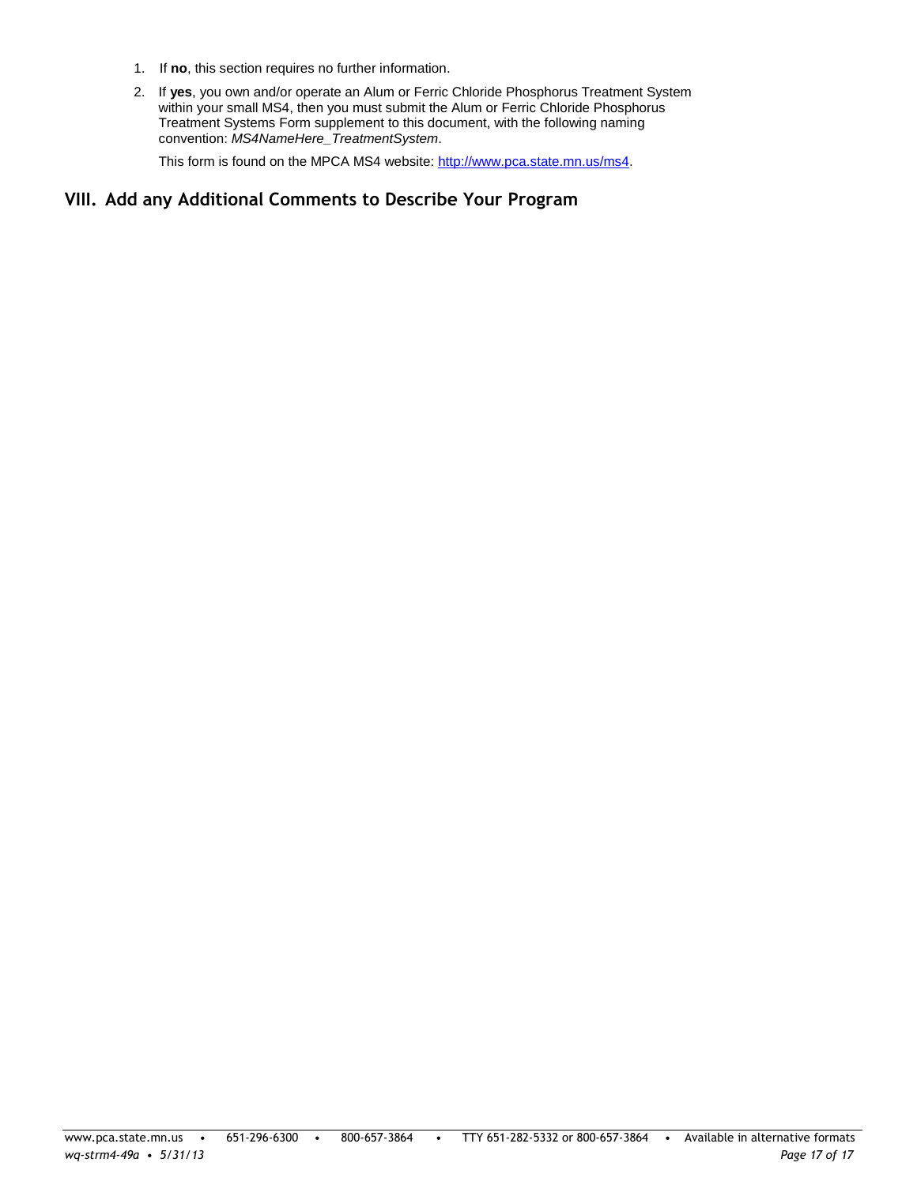1. If **no**, this section requires no further information.

2. If **yes**, you own and/or operate an Alum or Ferric Chloride Phosphorus Treatment System within your small MS4, then you must submit the Alum or Ferric Chloride Phosphorus Treatment Systems Form supplement to this document, with the following naming convention: *MS4NameHere_TreatmentSystem*.

   This form is found on the MPCA MS4 website: http://www.pca.state.mn.us/ms4.

## VIII. Add any Additional Comments to Describe Your Program